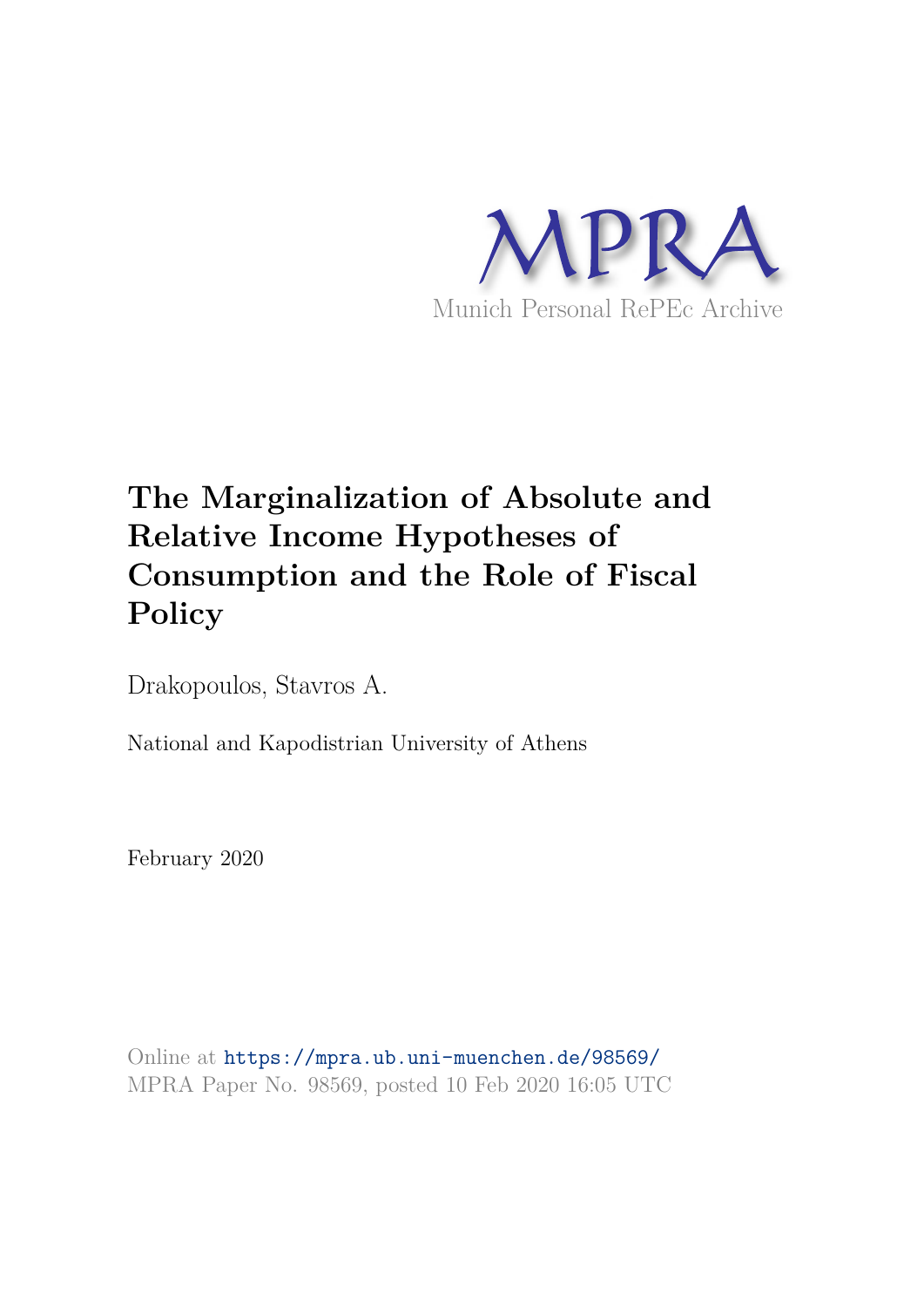MPRA

Munich Personal RePEc Archive

# The Marginalization of Absolute and Relative Income Hypotheses of Consumption and the Role of Fiscal Policy

Drakopoulos, Stavros A.

National and Kapodistrian University of Athens

February 2020

Online at https://mpra.ub.uni-muenchen.de/98569/
MPRA Paper No. 98569, posted 10 Feb 2020 16:05 UTC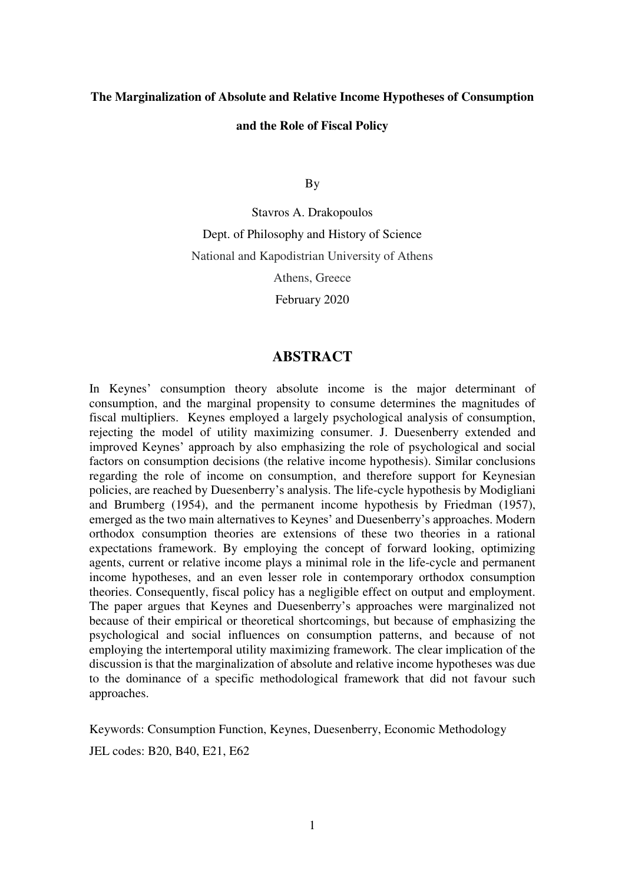**The Marginalization of Absolute and Relative Income Hypotheses of Consumption and the Role of Fiscal Policy**

By

Stavros A. Drakopoulos

Dept. of Philosophy and History of Science

National and Kapodistrian University of Athens

Athens, Greece

February 2020

## ABSTRACT

In Keynes' consumption theory absolute income is the major determinant of consumption, and the marginal propensity to consume determines the magnitudes of fiscal multipliers. Keynes employed a largely psychological analysis of consumption, rejecting the model of utility maximizing consumer. J. Duesenberry extended and improved Keynes' approach by also emphasizing the role of psychological and social factors on consumption decisions (the relative income hypothesis). Similar conclusions regarding the role of income on consumption, and therefore support for Keynesian policies, are reached by Duesenberry's analysis. The life-cycle hypothesis by Modigliani and Brumberg (1954), and the permanent income hypothesis by Friedman (1957), emerged as the two main alternatives to Keynes' and Duesenberry's approaches. Modern orthodox consumption theories are extensions of these two theories in a rational expectations framework. By employing the concept of forward looking, optimizing agents, current or relative income plays a minimal role in the life-cycle and permanent income hypotheses, and an even lesser role in contemporary orthodox consumption theories. Consequently, fiscal policy has a negligible effect on output and employment. The paper argues that Keynes and Duesenberry's approaches were marginalized not because of their empirical or theoretical shortcomings, but because of emphasizing the psychological and social influences on consumption patterns, and because of not employing the intertemporal utility maximizing framework. The clear implication of the discussion is that the marginalization of absolute and relative income hypotheses was due to the dominance of a specific methodological framework that did not favour such approaches.

Keywords: Consumption Function, Keynes, Duesenberry, Economic Methodology

JEL codes: B20, B40, E21, E62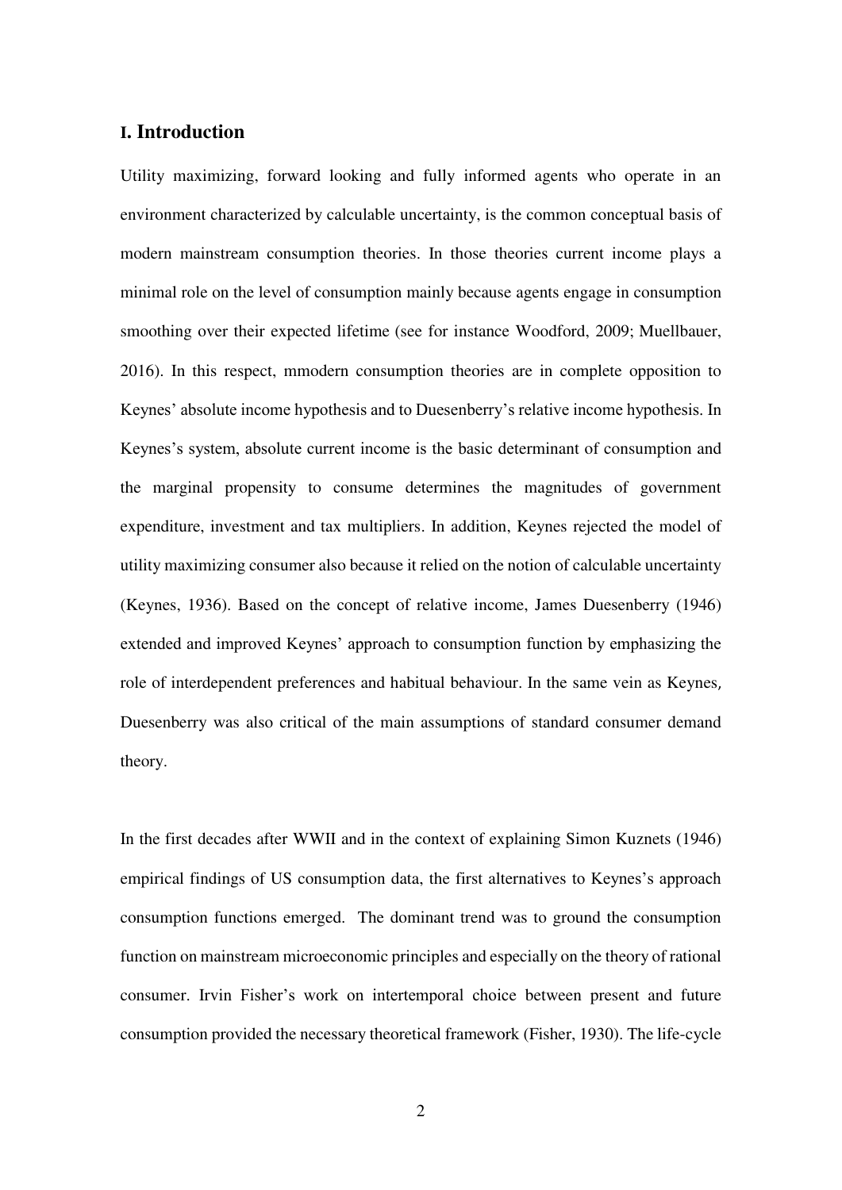## I. Introduction

Utility maximizing, forward looking and fully informed agents who operate in an environment characterized by calculable uncertainty, is the common conceptual basis of modern mainstream consumption theories. In those theories current income plays a minimal role on the level of consumption mainly because agents engage in consumption smoothing over their expected lifetime (see for instance Woodford, 2009; Muellbauer, 2016). In this respect, mmodern consumption theories are in complete opposition to Keynes' absolute income hypothesis and to Duesenberry's relative income hypothesis. In Keynes's system, absolute current income is the basic determinant of consumption and the marginal propensity to consume determines the magnitudes of government expenditure, investment and tax multipliers. In addition, Keynes rejected the model of utility maximizing consumer also because it relied on the notion of calculable uncertainty (Keynes, 1936). Based on the concept of relative income, James Duesenberry (1946) extended and improved Keynes' approach to consumption function by emphasizing the role of interdependent preferences and habitual behaviour. In the same vein as Keynes, Duesenberry was also critical of the main assumptions of standard consumer demand theory.

In the first decades after WWII and in the context of explaining Simon Kuznets (1946) empirical findings of US consumption data, the first alternatives to Keynes's approach consumption functions emerged. The dominant trend was to ground the consumption function on mainstream microeconomic principles and especially on the theory of rational consumer. Irvin Fisher's work on intertemporal choice between present and future consumption provided the necessary theoretical framework (Fisher, 1930). The life-cycle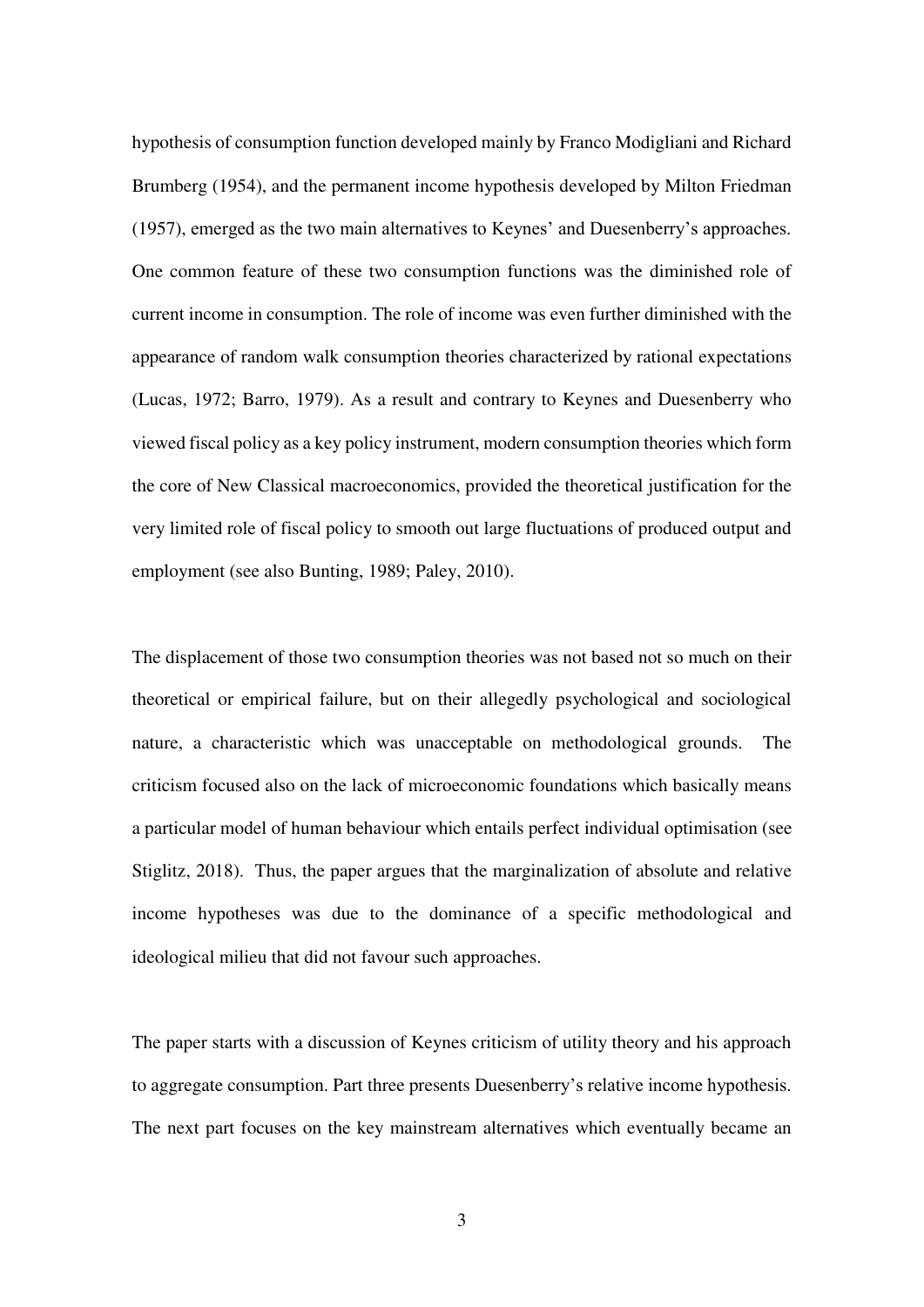hypothesis of consumption function developed mainly by Franco Modigliani and Richard Brumberg (1954), and the permanent income hypothesis developed by Milton Friedman (1957), emerged as the two main alternatives to Keynes' and Duesenberry's approaches. One common feature of these two consumption functions was the diminished role of current income in consumption. The role of income was even further diminished with the appearance of random walk consumption theories characterized by rational expectations (Lucas, 1972; Barro, 1979). As a result and contrary to Keynes and Duesenberry who viewed fiscal policy as a key policy instrument, modern consumption theories which form the core of New Classical macroeconomics, provided the theoretical justification for the very limited role of fiscal policy to smooth out large fluctuations of produced output and employment (see also Bunting, 1989; Paley, 2010).

The displacement of those two consumption theories was not based not so much on their theoretical or empirical failure, but on their allegedly psychological and sociological nature, a characteristic which was unacceptable on methodological grounds. The criticism focused also on the lack of microeconomic foundations which basically means a particular model of human behaviour which entails perfect individual optimisation (see Stiglitz, 2018). Thus, the paper argues that the marginalization of absolute and relative income hypotheses was due to the dominance of a specific methodological and ideological milieu that did not favour such approaches.

The paper starts with a discussion of Keynes criticism of utility theory and his approach to aggregate consumption. Part three presents Duesenberry's relative income hypothesis. The next part focuses on the key mainstream alternatives which eventually became an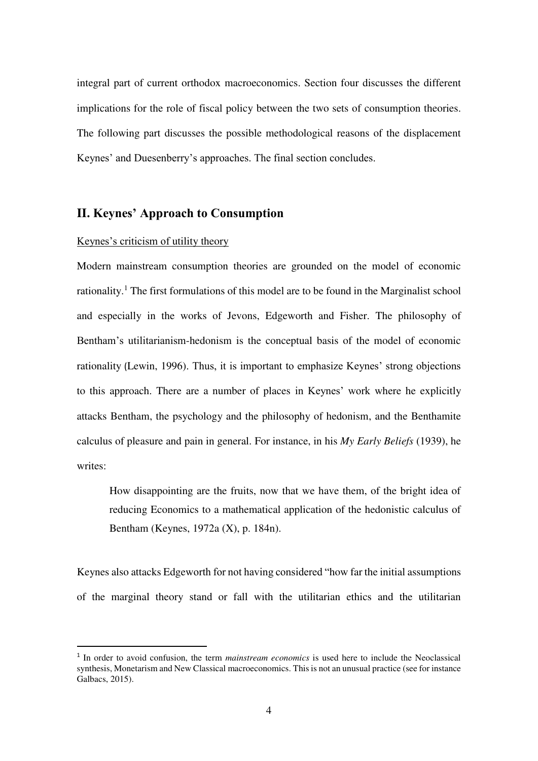integral part of current orthodox macroeconomics. Section four discusses the different implications for the role of fiscal policy between the two sets of consumption theories. The following part discusses the possible methodological reasons of the displacement Keynes' and Duesenberry's approaches. The final section concludes.

## II. Keynes' Approach to Consumption

Keynes's criticism of utility theory

Modern mainstream consumption theories are grounded on the model of economic rationality.[1] The first formulations of this model are to be found in the Marginalist school and especially in the works of Jevons, Edgeworth and Fisher. The philosophy of Bentham's utilitarianism-hedonism is the conceptual basis of the model of economic rationality (Lewin, 1996). Thus, it is important to emphasize Keynes' strong objections to this approach. There are a number of places in Keynes' work where he explicitly attacks Bentham, the psychology and the philosophy of hedonism, and the Benthamite calculus of pleasure and pain in general. For instance, in his *My Early Beliefs* (1939), he writes:

> How disappointing are the fruits, now that we have them, of the bright idea of reducing Economics to a mathematical application of the hedonistic calculus of Bentham (Keynes, 1972a (X), p. 184n).

Keynes also attacks Edgeworth for not having considered "how far the initial assumptions of the marginal theory stand or fall with the utilitarian ethics and the utilitarian

[1] In order to avoid confusion, the term *mainstream economics* is used here to include the Neoclassical synthesis, Monetarism and New Classical macroeconomics. This is not an unusual practice (see for instance Galbacs, 2015).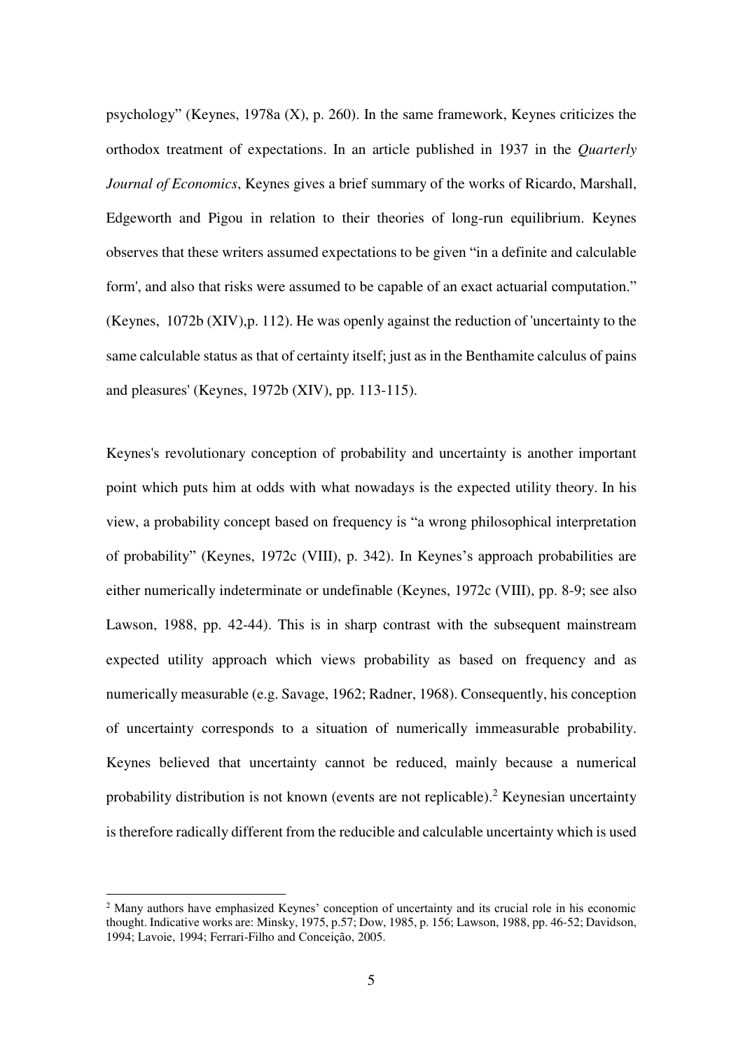psychology" (Keynes, 1978a (X), p. 260). In the same framework, Keynes criticizes the orthodox treatment of expectations. In an article published in 1937 in the *Quarterly Journal of Economics*, Keynes gives a brief summary of the works of Ricardo, Marshall, Edgeworth and Pigou in relation to their theories of long-run equilibrium. Keynes observes that these writers assumed expectations to be given "in a definite and calculable form', and also that risks were assumed to be capable of an exact actuarial computation." (Keynes, 1072b (XIV),p. 112). He was openly against the reduction of 'uncertainty to the same calculable status as that of certainty itself; just as in the Benthamite calculus of pains and pleasures' (Keynes, 1972b (XIV), pp. 113-115).

Keynes's revolutionary conception of probability and uncertainty is another important point which puts him at odds with what nowadays is the expected utility theory. In his view, a probability concept based on frequency is "a wrong philosophical interpretation of probability" (Keynes, 1972c (VIII), p. 342). In Keynes's approach probabilities are either numerically indeterminate or undefinable (Keynes, 1972c (VIII), pp. 8-9; see also Lawson, 1988, pp. 42-44). This is in sharp contrast with the subsequent mainstream expected utility approach which views probability as based on frequency and as numerically measurable (e.g. Savage, 1962; Radner, 1968). Consequently, his conception of uncertainty corresponds to a situation of numerically immeasurable probability. Keynes believed that uncertainty cannot be reduced, mainly because a numerical probability distribution is not known (events are not replicable).[2] Keynesian uncertainty is therefore radically different from the reducible and calculable uncertainty which is used

[2] Many authors have emphasized Keynes' conception of uncertainty and its crucial role in his economic thought. Indicative works are: Minsky, 1975, p.57; Dow, 1985, p. 156; Lawson, 1988, pp. 46-52; Davidson, 1994; Lavoie, 1994; Ferrari-Filho and Conceição, 2005.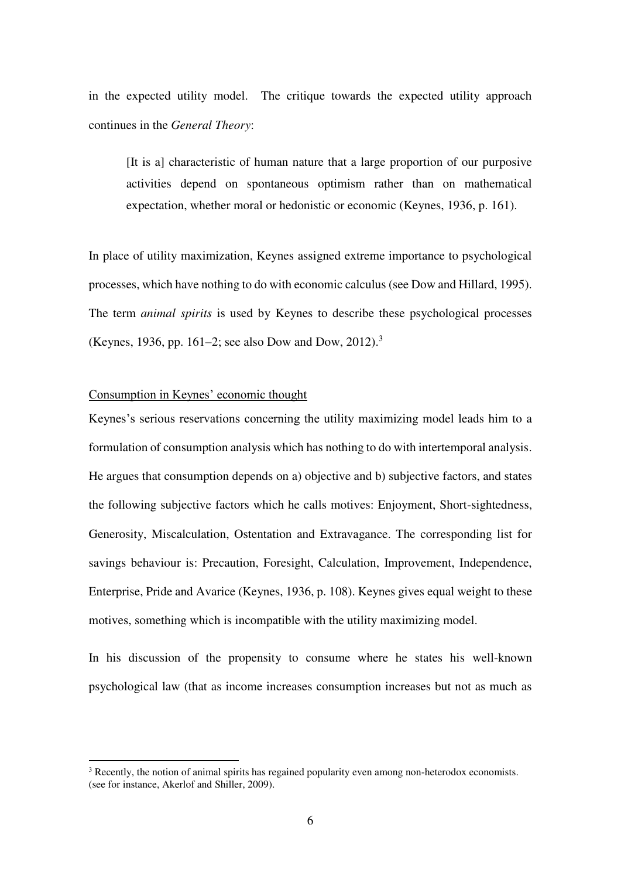in the expected utility model. The critique towards the expected utility approach continues in the *General Theory*:

> [It is a] characteristic of human nature that a large proportion of our purposive activities depend on spontaneous optimism rather than on mathematical expectation, whether moral or hedonistic or economic (Keynes, 1936, p. 161).

In place of utility maximization, Keynes assigned extreme importance to psychological processes, which have nothing to do with economic calculus (see Dow and Hillard, 1995). The term *animal spirits* is used by Keynes to describe these psychological processes (Keynes, 1936, pp. 161–2; see also Dow and Dow, 2012).[3]

Consumption in Keynes' economic thought

Keynes's serious reservations concerning the utility maximizing model leads him to a formulation of consumption analysis which has nothing to do with intertemporal analysis. He argues that consumption depends on a) objective and b) subjective factors, and states the following subjective factors which he calls motives: Enjoyment, Short-sightedness, Generosity, Miscalculation, Ostentation and Extravagance. The corresponding list for savings behaviour is: Precaution, Foresight, Calculation, Improvement, Independence, Enterprise, Pride and Avarice (Keynes, 1936, p. 108). Keynes gives equal weight to these motives, something which is incompatible with the utility maximizing model.

In his discussion of the propensity to consume where he states his well-known psychological law (that as income increases consumption increases but not as much as

[3] Recently, the notion of animal spirits has regained popularity even among non-heterodox economists. (see for instance, Akerlof and Shiller, 2009).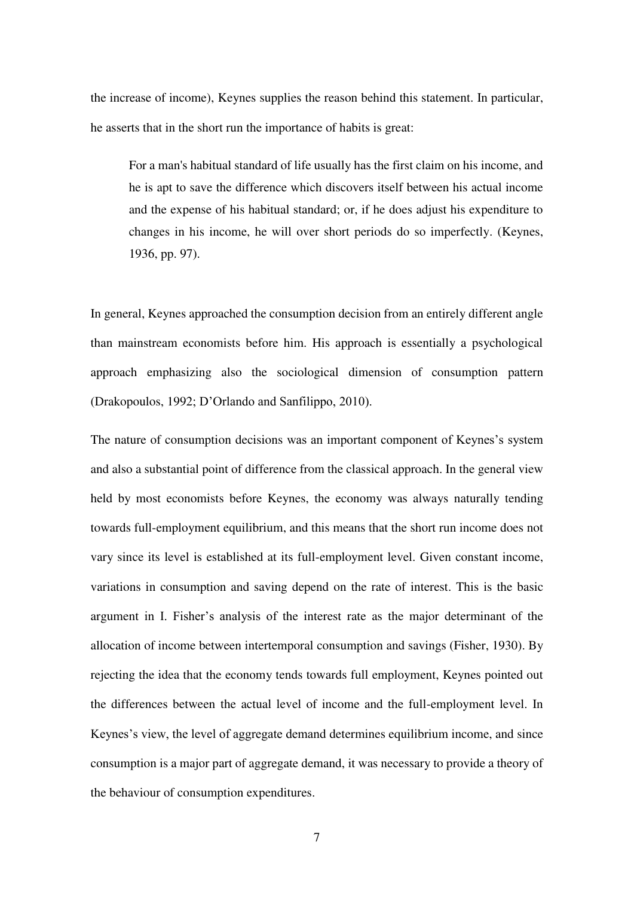the increase of income), Keynes supplies the reason behind this statement. In particular, he asserts that in the short run the importance of habits is great:

> For a man's habitual standard of life usually has the first claim on his income, and he is apt to save the difference which discovers itself between his actual income and the expense of his habitual standard; or, if he does adjust his expenditure to changes in his income, he will over short periods do so imperfectly. (Keynes, 1936, pp. 97).

In general, Keynes approached the consumption decision from an entirely different angle than mainstream economists before him. His approach is essentially a psychological approach emphasizing also the sociological dimension of consumption pattern (Drakopoulos, 1992; D'Orlando and Sanfilippo, 2010).

The nature of consumption decisions was an important component of Keynes's system and also a substantial point of difference from the classical approach. In the general view held by most economists before Keynes, the economy was always naturally tending towards full-employment equilibrium, and this means that the short run income does not vary since its level is established at its full-employment level. Given constant income, variations in consumption and saving depend on the rate of interest. This is the basic argument in I. Fisher's analysis of the interest rate as the major determinant of the allocation of income between intertemporal consumption and savings (Fisher, 1930). By rejecting the idea that the economy tends towards full employment, Keynes pointed out the differences between the actual level of income and the full-employment level. In Keynes's view, the level of aggregate demand determines equilibrium income, and since consumption is a major part of aggregate demand, it was necessary to provide a theory of the behaviour of consumption expenditures.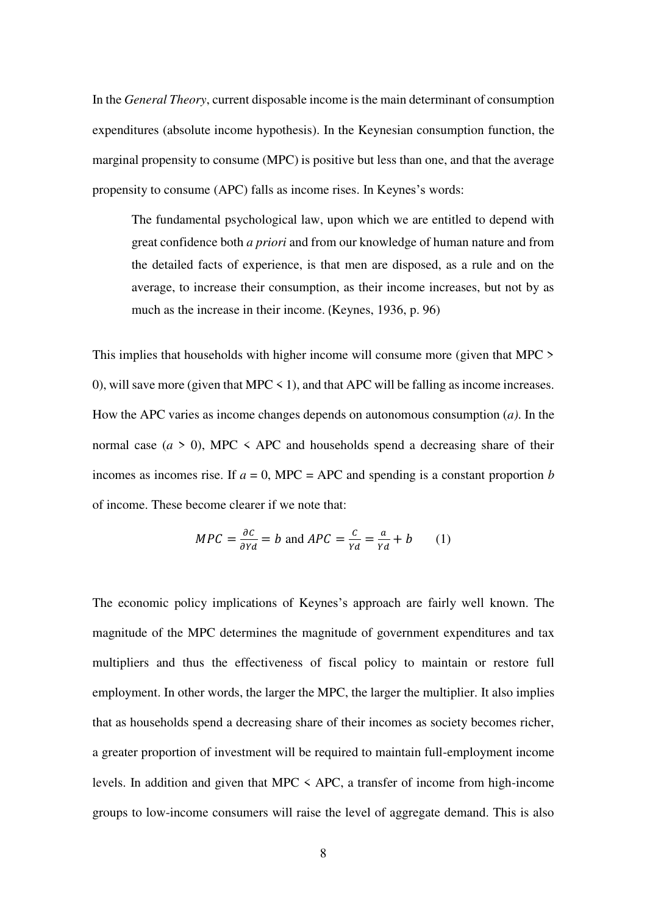In the *General Theory*, current disposable income is the main determinant of consumption expenditures (absolute income hypothesis). In the Keynesian consumption function, the marginal propensity to consume (MPC) is positive but less than one, and that the average propensity to consume (APC) falls as income rises. In Keynes's words:

> The fundamental psychological law, upon which we are entitled to depend with great confidence both *a priori* and from our knowledge of human nature and from the detailed facts of experience, is that men are disposed, as a rule and on the average, to increase their consumption, as their income increases, but not by as much as the increase in their income. (Keynes, 1936, p. 96)

This implies that households with higher income will consume more (given that MPC > 0), will save more (given that MPC < 1), and that APC will be falling as income increases. How the APC varies as income changes depends on autonomous consumption (*a*). In the normal case (*a* > 0), MPC < APC and households spend a decreasing share of their incomes as incomes rise. If *a* = 0, MPC = APC and spending is a constant proportion *b* of income. These become clearer if we note that:

$$MPC = \frac{\partial C}{\partial Yd} = b \text{ and } APC = \frac{C}{Yd} = \frac{a}{Yd} + b \qquad (1)$$

The economic policy implications of Keynes's approach are fairly well known. The magnitude of the MPC determines the magnitude of government expenditures and tax multipliers and thus the effectiveness of fiscal policy to maintain or restore full employment. In other words, the larger the MPC, the larger the multiplier. It also implies that as households spend a decreasing share of their incomes as society becomes richer, a greater proportion of investment will be required to maintain full-employment income levels. In addition and given that MPC < APC, a transfer of income from high-income groups to low-income consumers will raise the level of aggregate demand. This is also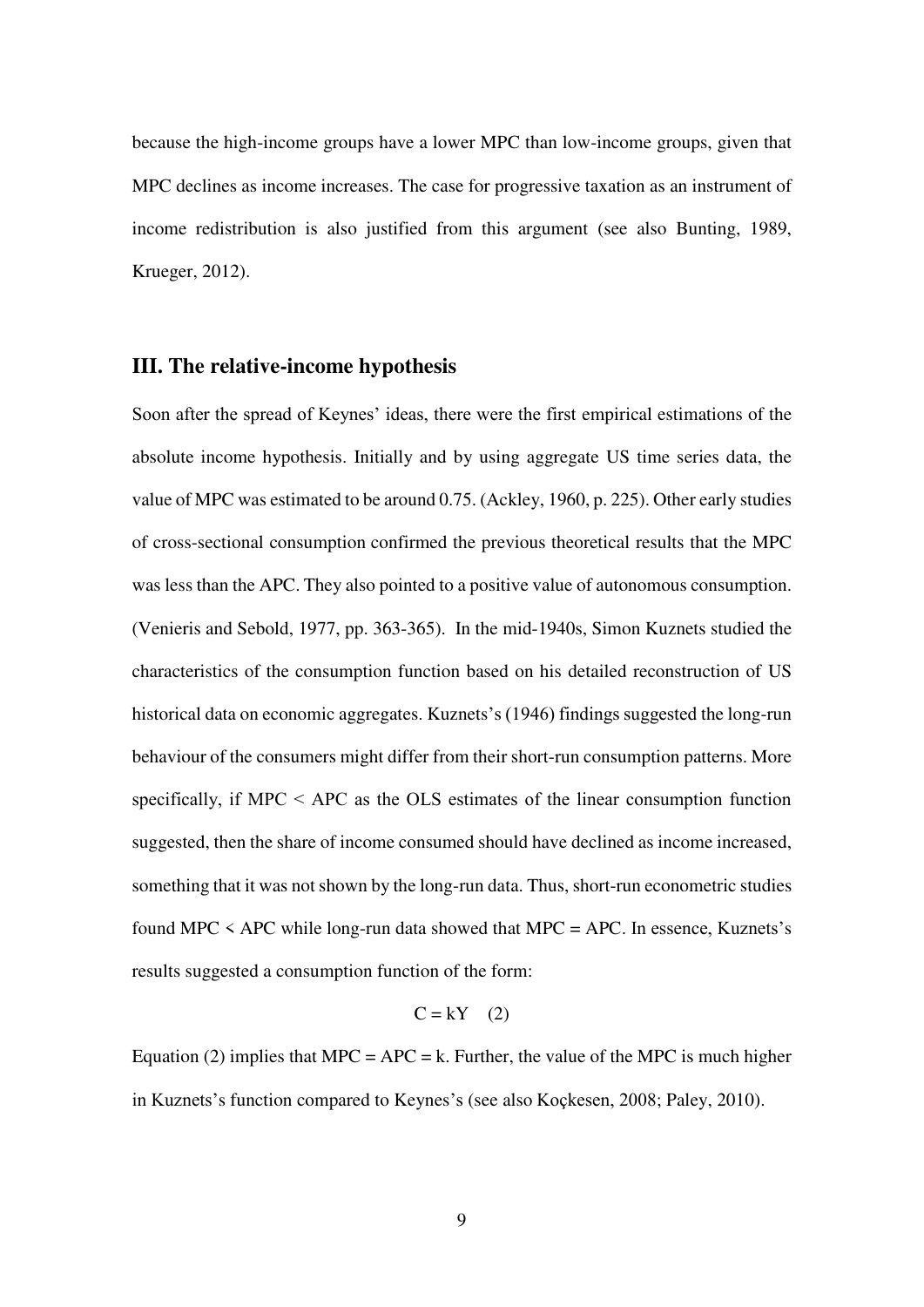because the high-income groups have a lower MPC than low-income groups, given that MPC declines as income increases. The case for progressive taxation as an instrument of income redistribution is also justified from this argument (see also Bunting, 1989, Krueger, 2012).

## III. The relative-income hypothesis

Soon after the spread of Keynes' ideas, there were the first empirical estimations of the absolute income hypothesis. Initially and by using aggregate US time series data, the value of MPC was estimated to be around 0.75. (Ackley, 1960, p. 225). Other early studies of cross-sectional consumption confirmed the previous theoretical results that the MPC was less than the APC. They also pointed to a positive value of autonomous consumption. (Venieris and Sebold, 1977, pp. 363-365). In the mid-1940s, Simon Kuznets studied the characteristics of the consumption function based on his detailed reconstruction of US historical data on economic aggregates. Kuznets's (1946) findings suggested the long-run behaviour of the consumers might differ from their short-run consumption patterns. More specifically, if MPC < APC as the OLS estimates of the linear consumption function suggested, then the share of income consumed should have declined as income increased, something that it was not shown by the long-run data. Thus, short-run econometric studies found MPC < APC while long-run data showed that MPC = APC. In essence, Kuznets's results suggested a consumption function of the form:

$$C = kY \quad (2)$$

Equation (2) implies that MPC = APC = k. Further, the value of the MPC is much higher in Kuznets's function compared to Keynes's (see also Koçkesen, 2008; Paley, 2010).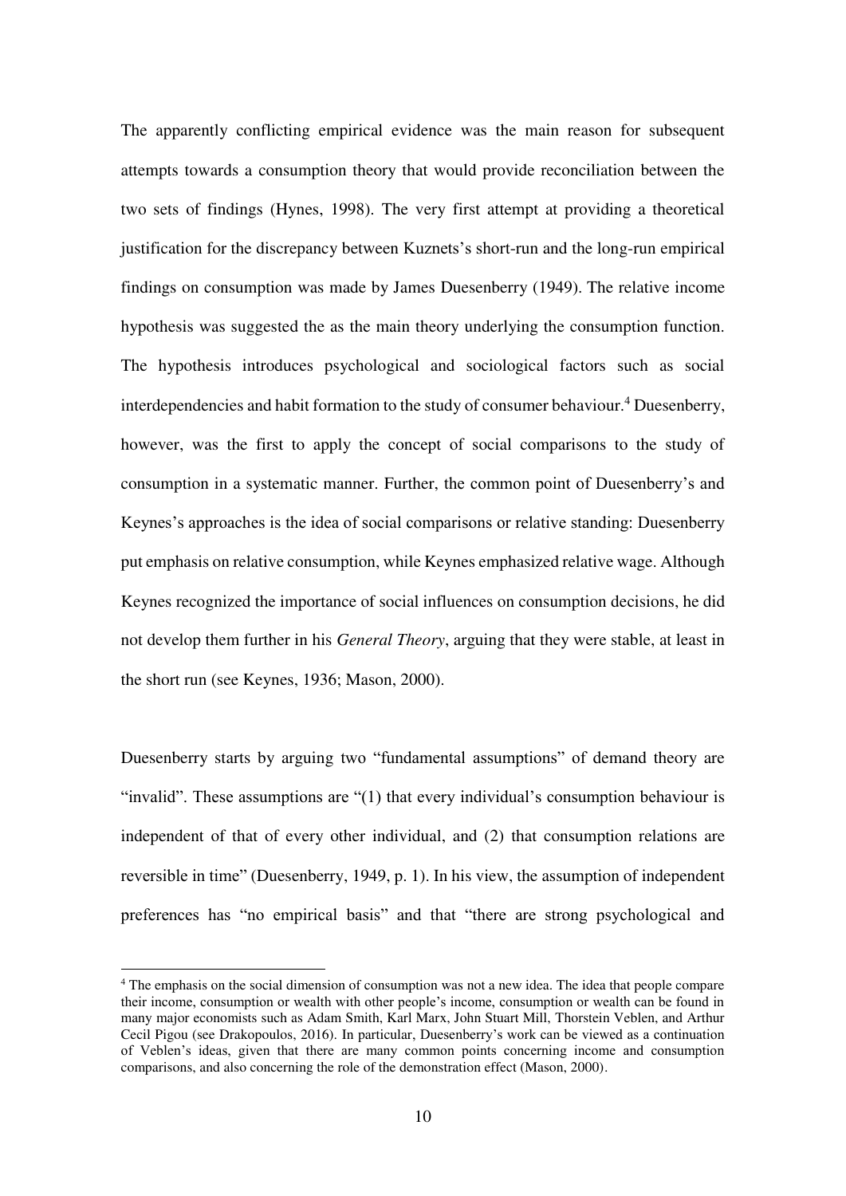The apparently conflicting empirical evidence was the main reason for subsequent attempts towards a consumption theory that would provide reconciliation between the two sets of findings (Hynes, 1998). The very first attempt at providing a theoretical justification for the discrepancy between Kuznets's short-run and the long-run empirical findings on consumption was made by James Duesenberry (1949). The relative income hypothesis was suggested the as the main theory underlying the consumption function. The hypothesis introduces psychological and sociological factors such as social interdependencies and habit formation to the study of consumer behaviour.[4] Duesenberry, however, was the first to apply the concept of social comparisons to the study of consumption in a systematic manner. Further, the common point of Duesenberry's and Keynes's approaches is the idea of social comparisons or relative standing: Duesenberry put emphasis on relative consumption, while Keynes emphasized relative wage. Although Keynes recognized the importance of social influences on consumption decisions, he did not develop them further in his *General Theory*, arguing that they were stable, at least in the short run (see Keynes, 1936; Mason, 2000).

Duesenberry starts by arguing two "fundamental assumptions" of demand theory are "invalid". These assumptions are "(1) that every individual's consumption behaviour is independent of that of every other individual, and (2) that consumption relations are reversible in time" (Duesenberry, 1949, p. 1). In his view, the assumption of independent preferences has "no empirical basis" and that "there are strong psychological and

[4] The emphasis on the social dimension of consumption was not a new idea. The idea that people compare their income, consumption or wealth with other people's income, consumption or wealth can be found in many major economists such as Adam Smith, Karl Marx, John Stuart Mill, Thorstein Veblen, and Arthur Cecil Pigou (see Drakopoulos, 2016). In particular, Duesenberry's work can be viewed as a continuation of Veblen's ideas, given that there are many common points concerning income and consumption comparisons, and also concerning the role of the demonstration effect (Mason, 2000).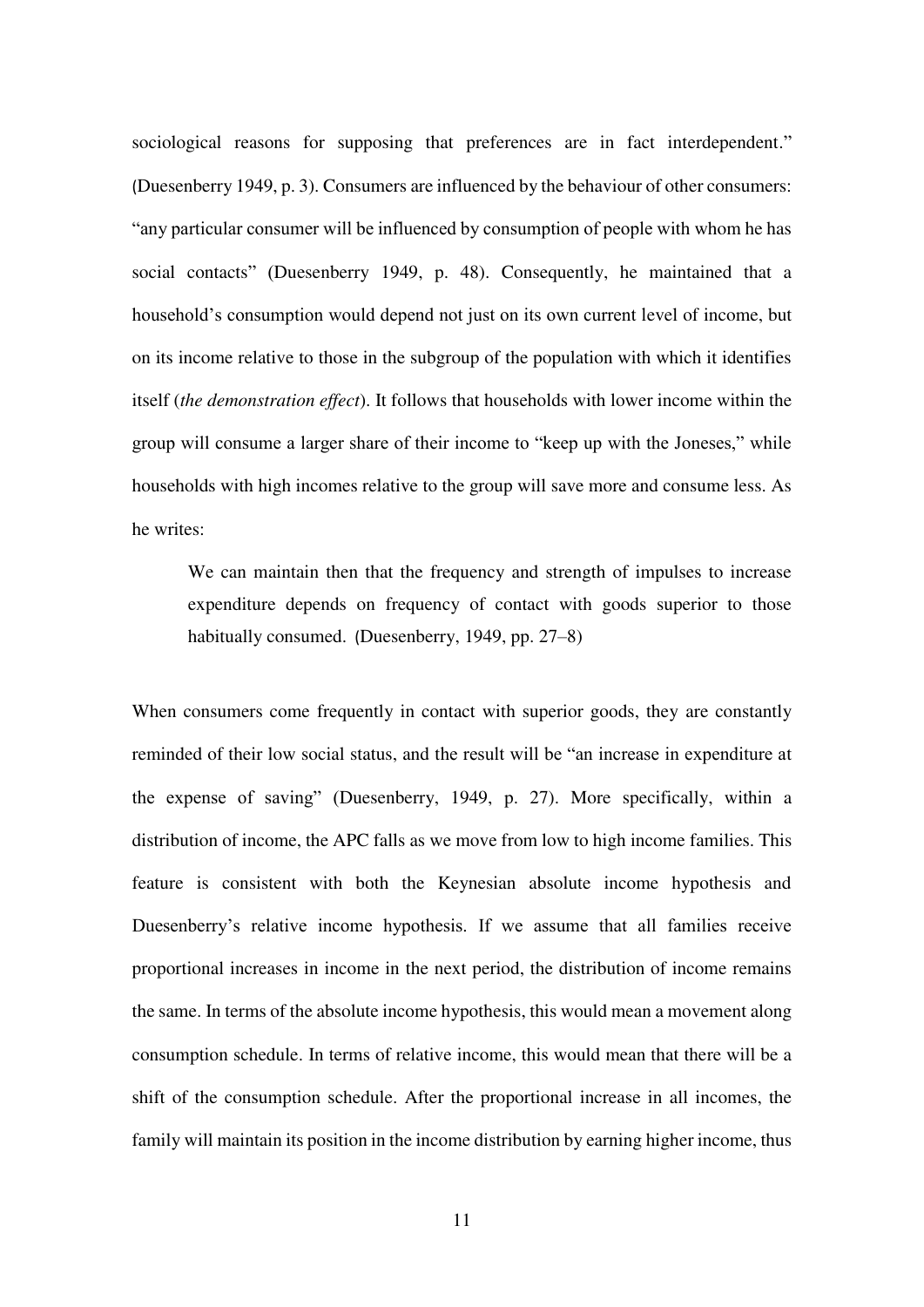sociological reasons for supposing that preferences are in fact interdependent." (Duesenberry 1949, p. 3). Consumers are influenced by the behaviour of other consumers: "any particular consumer will be influenced by consumption of people with whom he has social contacts" (Duesenberry 1949, p. 48). Consequently, he maintained that a household's consumption would depend not just on its own current level of income, but on its income relative to those in the subgroup of the population with which it identifies itself (*the demonstration effect*). It follows that households with lower income within the group will consume a larger share of their income to "keep up with the Joneses," while households with high incomes relative to the group will save more and consume less. As he writes:

> We can maintain then that the frequency and strength of impulses to increase expenditure depends on frequency of contact with goods superior to those habitually consumed. (Duesenberry, 1949, pp. 27–8)

When consumers come frequently in contact with superior goods, they are constantly reminded of their low social status, and the result will be "an increase in expenditure at the expense of saving" (Duesenberry, 1949, p. 27). More specifically, within a distribution of income, the APC falls as we move from low to high income families. This feature is consistent with both the Keynesian absolute income hypothesis and Duesenberry's relative income hypothesis. If we assume that all families receive proportional increases in income in the next period, the distribution of income remains the same. In terms of the absolute income hypothesis, this would mean a movement along consumption schedule. In terms of relative income, this would mean that there will be a shift of the consumption schedule. After the proportional increase in all incomes, the family will maintain its position in the income distribution by earning higher income, thus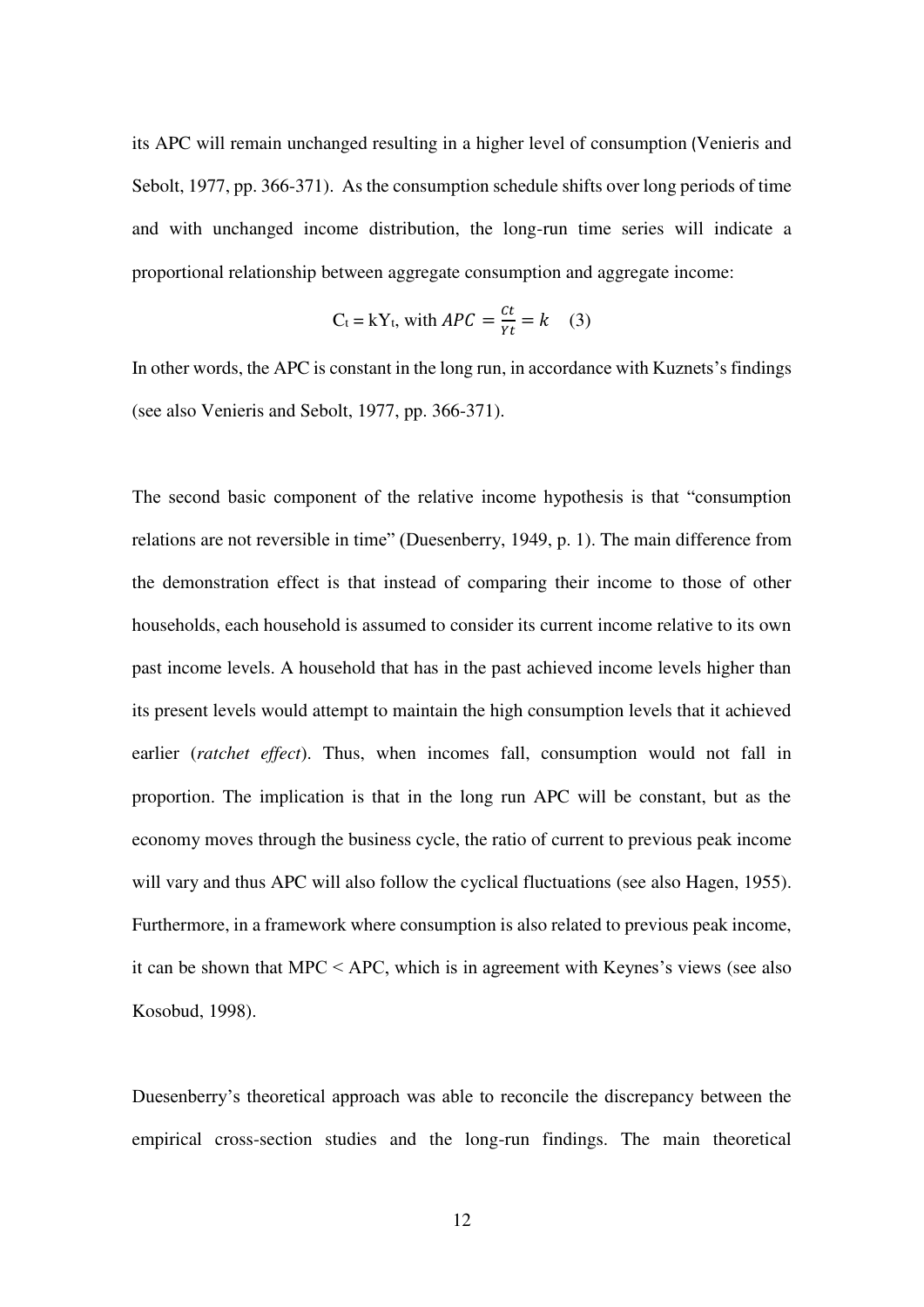its APC will remain unchanged resulting in a higher level of consumption (Venieris and Sebolt, 1977, pp. 366-371). As the consumption schedule shifts over long periods of time and with unchanged income distribution, the long-run time series will indicate a proportional relationship between aggregate consumption and aggregate income:

$$C_t = kY_t, \text{ with } APC = \frac{Ct}{Yt} = k \quad (3)$$

In other words, the APC is constant in the long run, in accordance with Kuznets's findings (see also Venieris and Sebolt, 1977, pp. 366-371).

The second basic component of the relative income hypothesis is that "consumption relations are not reversible in time" (Duesenberry, 1949, p. 1). The main difference from the demonstration effect is that instead of comparing their income to those of other households, each household is assumed to consider its current income relative to its own past income levels. A household that has in the past achieved income levels higher than its present levels would attempt to maintain the high consumption levels that it achieved earlier (*ratchet effect*). Thus, when incomes fall, consumption would not fall in proportion. The implication is that in the long run APC will be constant, but as the economy moves through the business cycle, the ratio of current to previous peak income will vary and thus APC will also follow the cyclical fluctuations (see also Hagen, 1955). Furthermore, in a framework where consumption is also related to previous peak income, it can be shown that MPC < APC, which is in agreement with Keynes's views (see also Kosobud, 1998).

Duesenberry's theoretical approach was able to reconcile the discrepancy between the empirical cross-section studies and the long-run findings. The main theoretical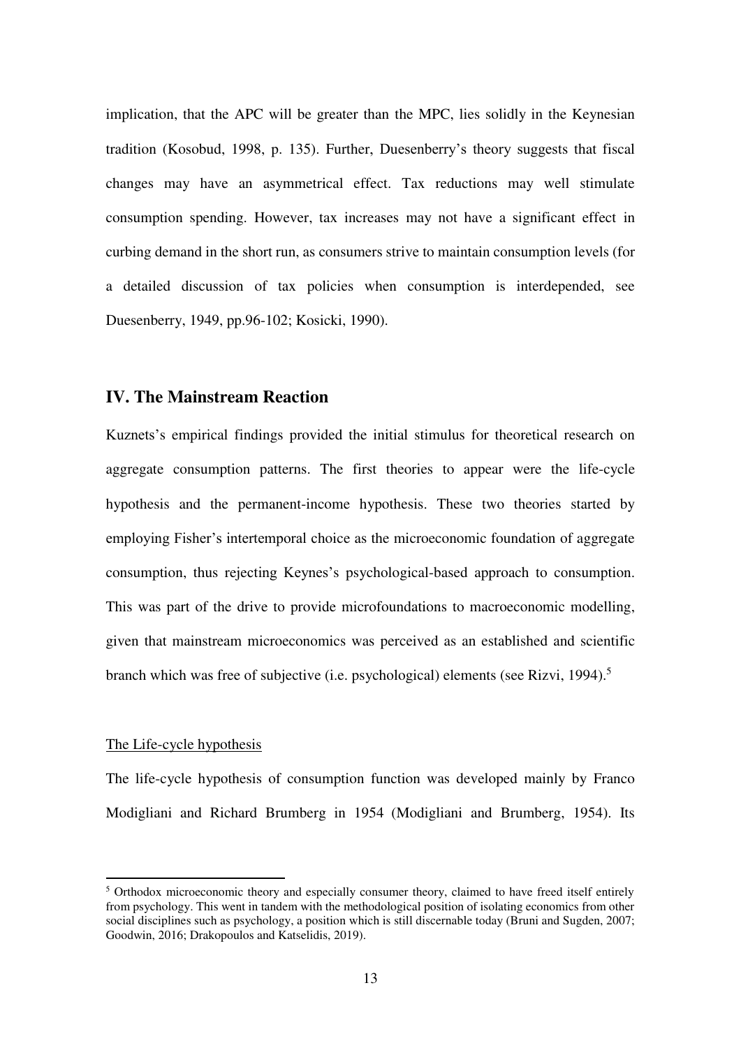implication, that the APC will be greater than the MPC, lies solidly in the Keynesian tradition (Kosobud, 1998, p. 135). Further, Duesenberry's theory suggests that fiscal changes may have an asymmetrical effect. Tax reductions may well stimulate consumption spending. However, tax increases may not have a significant effect in curbing demand in the short run, as consumers strive to maintain consumption levels (for a detailed discussion of tax policies when consumption is interdepended, see Duesenberry, 1949, pp.96-102; Kosicki, 1990).

## IV. The Mainstream Reaction

Kuznets's empirical findings provided the initial stimulus for theoretical research on aggregate consumption patterns. The first theories to appear were the life-cycle hypothesis and the permanent-income hypothesis. These two theories started by employing Fisher's intertemporal choice as the microeconomic foundation of aggregate consumption, thus rejecting Keynes's psychological-based approach to consumption. This was part of the drive to provide microfoundations to macroeconomic modelling, given that mainstream microeconomics was perceived as an established and scientific branch which was free of subjective (i.e. psychological) elements (see Rizvi, 1994).[5]

### The Life-cycle hypothesis

The life-cycle hypothesis of consumption function was developed mainly by Franco Modigliani and Richard Brumberg in 1954 (Modigliani and Brumberg, 1954). Its

---

[5] Orthodox microeconomic theory and especially consumer theory, claimed to have freed itself entirely from psychology. This went in tandem with the methodological position of isolating economics from other social disciplines such as psychology, a position which is still discernable today (Bruni and Sugden, 2007; Goodwin, 2016; Drakopoulos and Katselidis, 2019).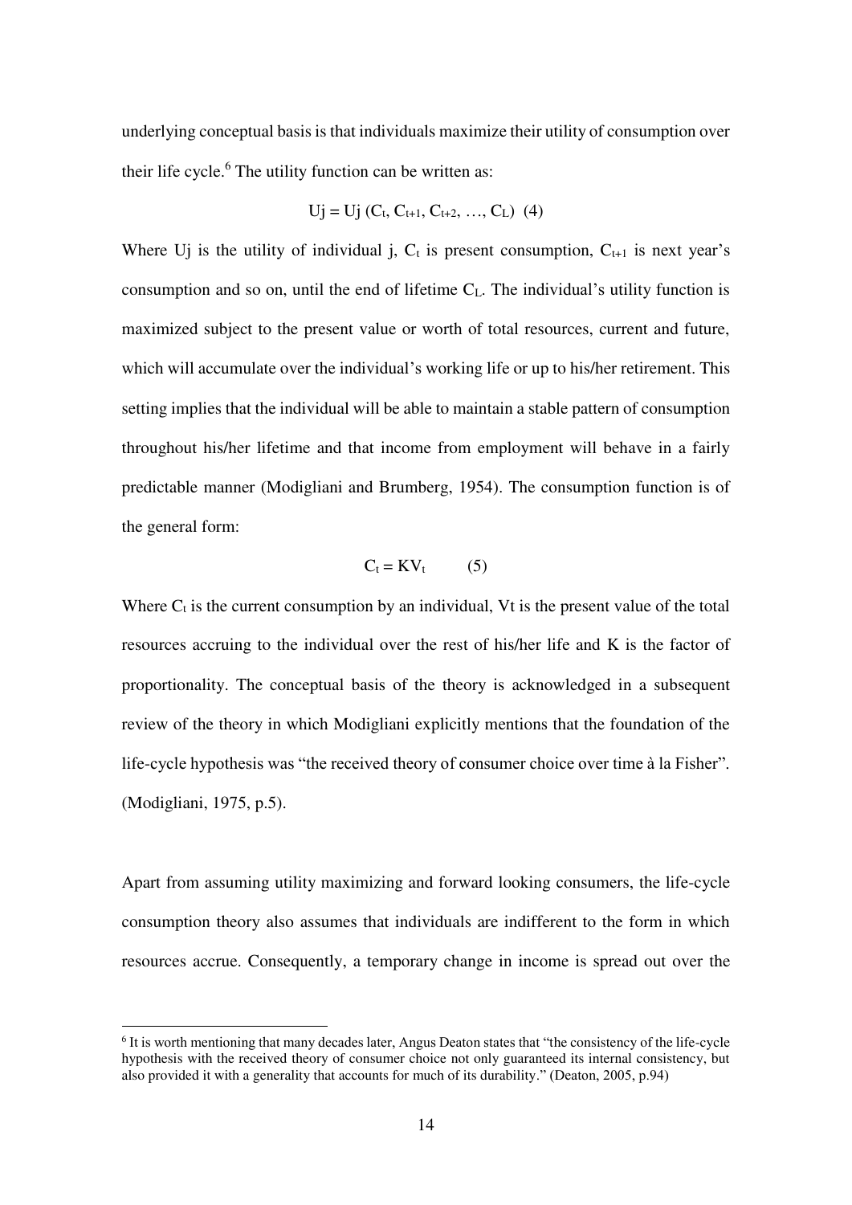underlying conceptual basis is that individuals maximize their utility of consumption over their life cycle.[6] The utility function can be written as:

$$Uj = Uj\ (C_t, C_{t+1}, C_{t+2}, \ldots, C_L) \quad (4)$$

Where Uj is the utility of individual j, $C_t$ is present consumption, $C_{t+1}$ is next year's consumption and so on, until the end of lifetime $C_L$. The individual's utility function is maximized subject to the present value or worth of total resources, current and future, which will accumulate over the individual's working life or up to his/her retirement. This setting implies that the individual will be able to maintain a stable pattern of consumption throughout his/her lifetime and that income from employment will behave in a fairly predictable manner (Modigliani and Brumberg, 1954). The consumption function is of the general form:

$$C_t = KV_t \qquad (5)$$

Where $C_t$ is the current consumption by an individual, Vt is the present value of the total resources accruing to the individual over the rest of his/her life and K is the factor of proportionality. The conceptual basis of the theory is acknowledged in a subsequent review of the theory in which Modigliani explicitly mentions that the foundation of the life-cycle hypothesis was "the received theory of consumer choice over time à la Fisher". (Modigliani, 1975, p.5).

Apart from assuming utility maximizing and forward looking consumers, the life-cycle consumption theory also assumes that individuals are indifferent to the form in which resources accrue. Consequently, a temporary change in income is spread out over the

[6] It is worth mentioning that many decades later, Angus Deaton states that "the consistency of the life-cycle hypothesis with the received theory of consumer choice not only guaranteed its internal consistency, but also provided it with a generality that accounts for much of its durability." (Deaton, 2005, p.94)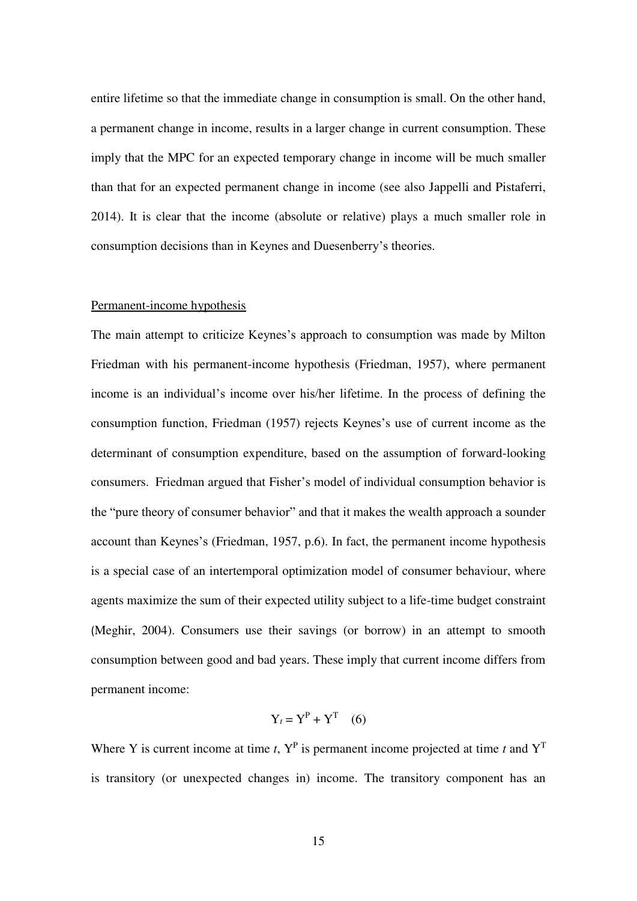entire lifetime so that the immediate change in consumption is small. On the other hand, a permanent change in income, results in a larger change in current consumption. These imply that the MPC for an expected temporary change in income will be much smaller than that for an expected permanent change in income (see also Jappelli and Pistaferri, 2014). It is clear that the income (absolute or relative) plays a much smaller role in consumption decisions than in Keynes and Duesenberry's theories.

Permanent-income hypothesis

The main attempt to criticize Keynes's approach to consumption was made by Milton Friedman with his permanent-income hypothesis (Friedman, 1957), where permanent income is an individual's income over his/her lifetime. In the process of defining the consumption function, Friedman (1957) rejects Keynes's use of current income as the determinant of consumption expenditure, based on the assumption of forward-looking consumers. Friedman argued that Fisher's model of individual consumption behavior is the "pure theory of consumer behavior" and that it makes the wealth approach a sounder account than Keynes's (Friedman, 1957, p.6). In fact, the permanent income hypothesis is a special case of an intertemporal optimization model of consumer behaviour, where agents maximize the sum of their expected utility subject to a life-time budget constraint (Meghir, 2004). Consumers use their savings (or borrow) in an attempt to smooth consumption between good and bad years. These imply that current income differs from permanent income:

$$Y_t = Y^P + Y^T \quad (6)$$

Where Y is current income at time $t$, $Y^P$ is permanent income projected at time $t$ and $Y^T$ is transitory (or unexpected changes in) income. The transitory component has an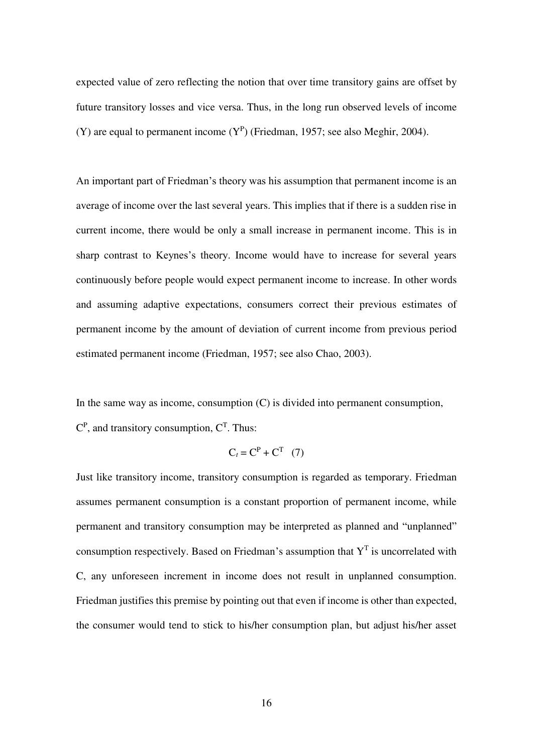expected value of zero reflecting the notion that over time transitory gains are offset by future transitory losses and vice versa. Thus, in the long run observed levels of income (Y) are equal to permanent income ($Y^P$) (Friedman, 1957; see also Meghir, 2004).

An important part of Friedman's theory was his assumption that permanent income is an average of income over the last several years. This implies that if there is a sudden rise in current income, there would be only a small increase in permanent income. This is in sharp contrast to Keynes's theory. Income would have to increase for several years continuously before people would expect permanent income to increase. In other words and assuming adaptive expectations, consumers correct their previous estimates of permanent income by the amount of deviation of current income from previous period estimated permanent income (Friedman, 1957; see also Chao, 2003).

In the same way as income, consumption (C) is divided into permanent consumption, $C^P$, and transitory consumption, $C^T$. Thus:

$$C_t = C^P + C^T \quad (7)$$

Just like transitory income, transitory consumption is regarded as temporary. Friedman assumes permanent consumption is a constant proportion of permanent income, while permanent and transitory consumption may be interpreted as planned and "unplanned" consumption respectively. Based on Friedman's assumption that $Y^T$ is uncorrelated with C, any unforeseen increment in income does not result in unplanned consumption. Friedman justifies this premise by pointing out that even if income is other than expected, the consumer would tend to stick to his/her consumption plan, but adjust his/her asset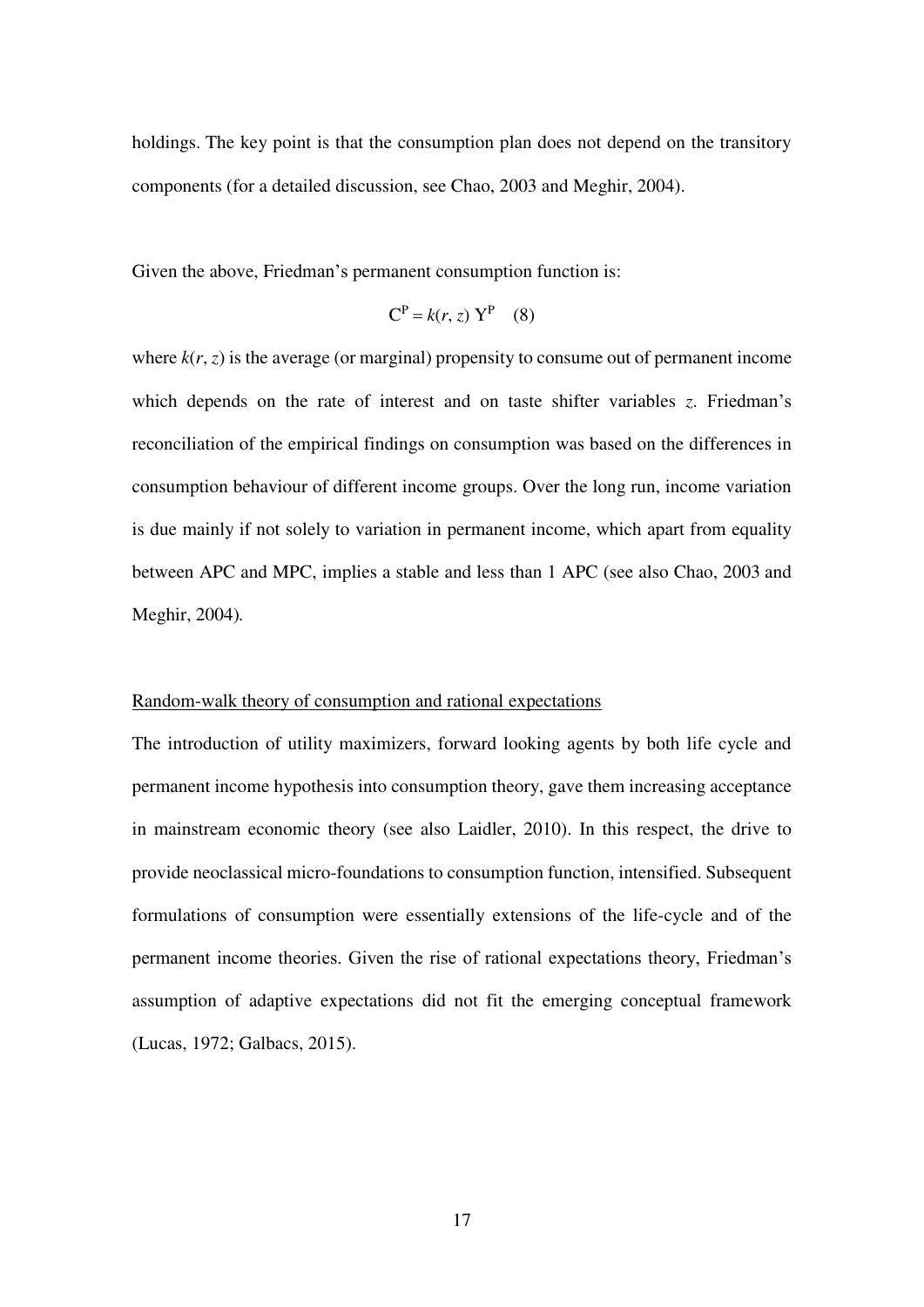holdings. The key point is that the consumption plan does not depend on the transitory components (for a detailed discussion, see Chao, 2003 and Meghir, 2004).

Given the above, Friedman's permanent consumption function is:

$$C^P = k(r, z)\, Y^P \quad (8)$$

where $k(r, z)$ is the average (or marginal) propensity to consume out of permanent income which depends on the rate of interest and on taste shifter variables $z$. Friedman's reconciliation of the empirical findings on consumption was based on the differences in consumption behaviour of different income groups. Over the long run, income variation is due mainly if not solely to variation in permanent income, which apart from equality between APC and MPC, implies a stable and less than 1 APC (see also Chao, 2003 and Meghir, 2004).

## Random-walk theory of consumption and rational expectations

The introduction of utility maximizers, forward looking agents by both life cycle and permanent income hypothesis into consumption theory, gave them increasing acceptance in mainstream economic theory (see also Laidler, 2010). In this respect, the drive to provide neoclassical micro-foundations to consumption function, intensified. Subsequent formulations of consumption were essentially extensions of the life-cycle and of the permanent income theories. Given the rise of rational expectations theory, Friedman's assumption of adaptive expectations did not fit the emerging conceptual framework (Lucas, 1972; Galbacs, 2015).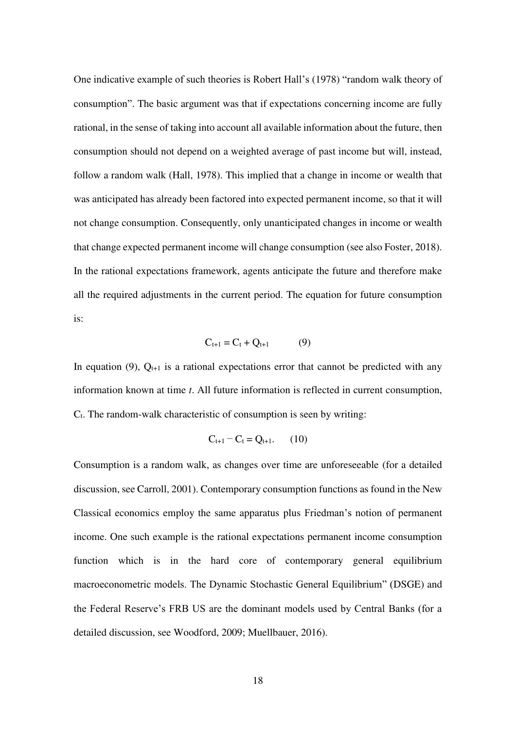One indicative example of such theories is Robert Hall's (1978) "random walk theory of consumption". The basic argument was that if expectations concerning income are fully rational, in the sense of taking into account all available information about the future, then consumption should not depend on a weighted average of past income but will, instead, follow a random walk (Hall, 1978). This implied that a change in income or wealth that was anticipated has already been factored into expected permanent income, so that it will not change consumption. Consequently, only unanticipated changes in income or wealth that change expected permanent income will change consumption (see also Foster, 2018). In the rational expectations framework, agents anticipate the future and therefore make all the required adjustments in the current period. The equation for future consumption is:

$$C_{t+1} = C_t + Q_{t+1} \qquad (9)$$

In equation (9), $Q_{t+1}$ is a rational expectations error that cannot be predicted with any information known at time *t*. All future information is reflected in current consumption, $C_t$. The random-walk characteristic of consumption is seen by writing:

$$C_{t+1} - C_t = Q_{t+1}. \qquad (10)$$

Consumption is a random walk, as changes over time are unforeseeable (for a detailed discussion, see Carroll, 2001). Contemporary consumption functions as found in the New Classical economics employ the same apparatus plus Friedman's notion of permanent income. One such example is the rational expectations permanent income consumption function which is in the hard core of contemporary general equilibrium macroeconometric models. The Dynamic Stochastic General Equilibrium" (DSGE) and the Federal Reserve's FRB US are the dominant models used by Central Banks (for a detailed discussion, see Woodford, 2009; Muellbauer, 2016).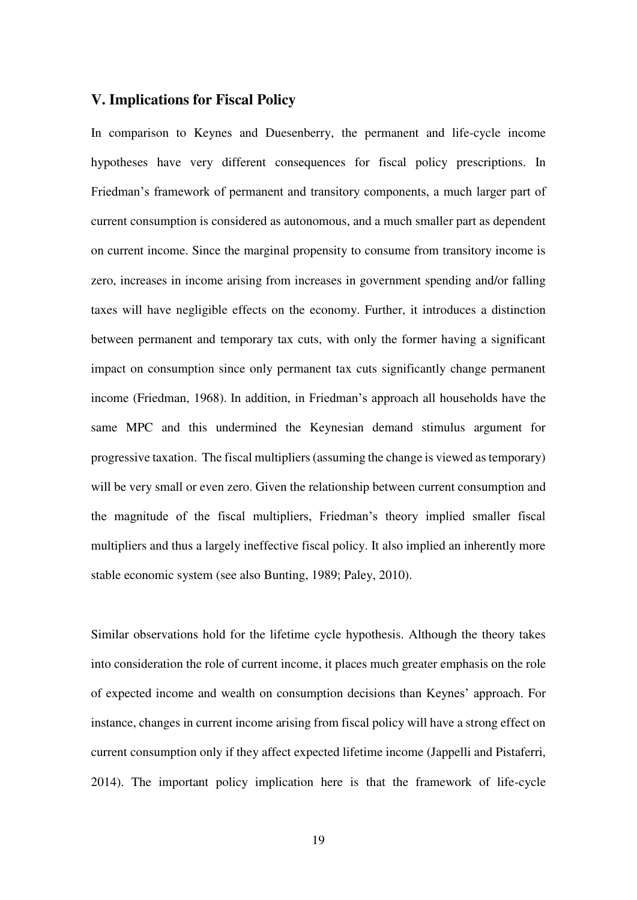## V. Implications for Fiscal Policy

In comparison to Keynes and Duesenberry, the permanent and life-cycle income hypotheses have very different consequences for fiscal policy prescriptions. In Friedman's framework of permanent and transitory components, a much larger part of current consumption is considered as autonomous, and a much smaller part as dependent on current income. Since the marginal propensity to consume from transitory income is zero, increases in income arising from increases in government spending and/or falling taxes will have negligible effects on the economy. Further, it introduces a distinction between permanent and temporary tax cuts, with only the former having a significant impact on consumption since only permanent tax cuts significantly change permanent income (Friedman, 1968). In addition, in Friedman's approach all households have the same MPC and this undermined the Keynesian demand stimulus argument for progressive taxation. The fiscal multipliers (assuming the change is viewed as temporary) will be very small or even zero. Given the relationship between current consumption and the magnitude of the fiscal multipliers, Friedman's theory implied smaller fiscal multipliers and thus a largely ineffective fiscal policy. It also implied an inherently more stable economic system (see also Bunting, 1989; Paley, 2010).

Similar observations hold for the lifetime cycle hypothesis. Although the theory takes into consideration the role of current income, it places much greater emphasis on the role of expected income and wealth on consumption decisions than Keynes' approach. For instance, changes in current income arising from fiscal policy will have a strong effect on current consumption only if they affect expected lifetime income (Jappelli and Pistaferri, 2014). The important policy implication here is that the framework of life-cycle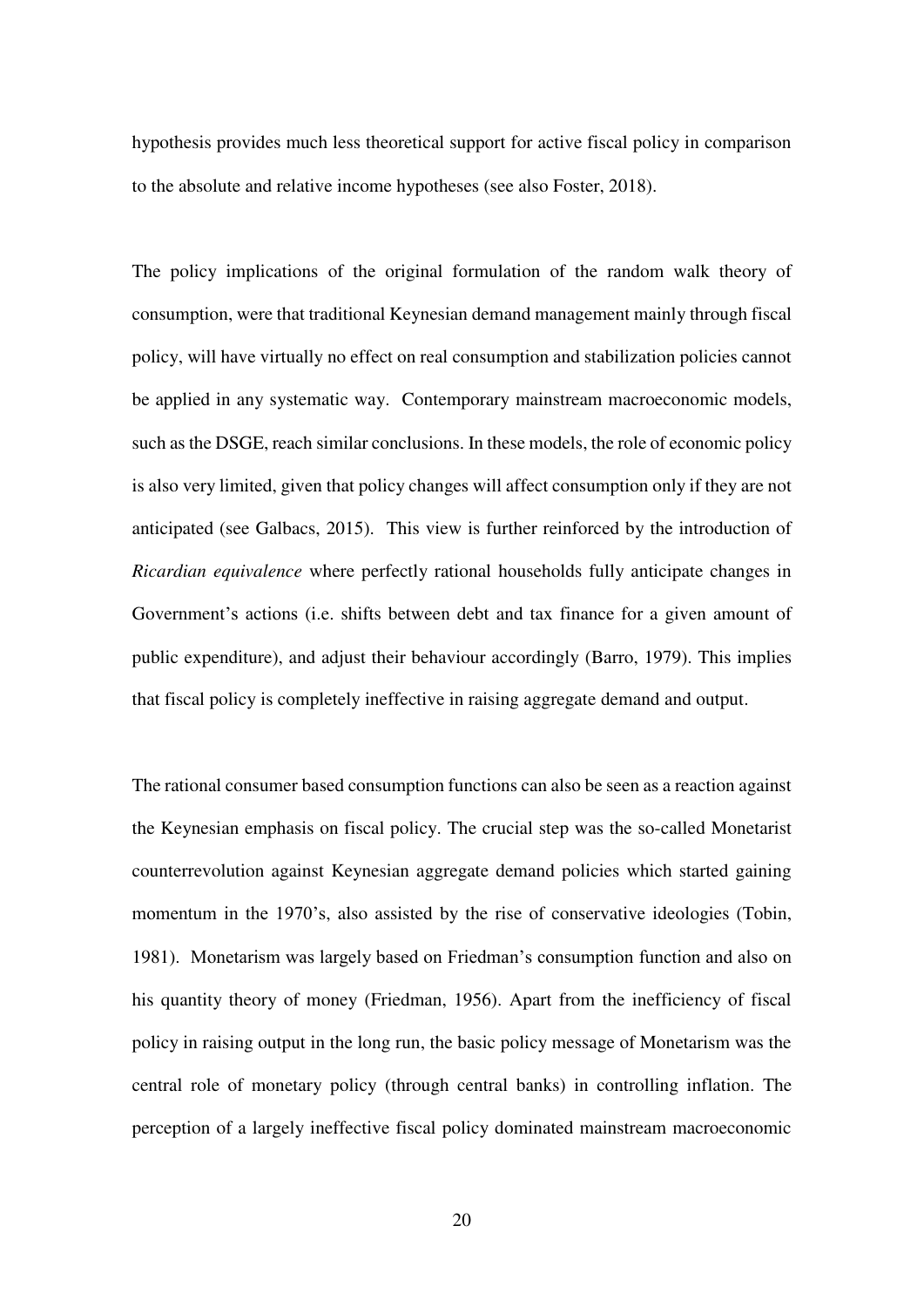hypothesis provides much less theoretical support for active fiscal policy in comparison to the absolute and relative income hypotheses (see also Foster, 2018).

The policy implications of the original formulation of the random walk theory of consumption, were that traditional Keynesian demand management mainly through fiscal policy, will have virtually no effect on real consumption and stabilization policies cannot be applied in any systematic way. Contemporary mainstream macroeconomic models, such as the DSGE, reach similar conclusions. In these models, the role of economic policy is also very limited, given that policy changes will affect consumption only if they are not anticipated (see Galbacs, 2015). This view is further reinforced by the introduction of *Ricardian equivalence* where perfectly rational households fully anticipate changes in Government's actions (i.e. shifts between debt and tax finance for a given amount of public expenditure), and adjust their behaviour accordingly (Barro, 1979). This implies that fiscal policy is completely ineffective in raising aggregate demand and output.

The rational consumer based consumption functions can also be seen as a reaction against the Keynesian emphasis on fiscal policy. The crucial step was the so-called Monetarist counterrevolution against Keynesian aggregate demand policies which started gaining momentum in the 1970's, also assisted by the rise of conservative ideologies (Tobin, 1981). Monetarism was largely based on Friedman's consumption function and also on his quantity theory of money (Friedman, 1956). Apart from the inefficiency of fiscal policy in raising output in the long run, the basic policy message of Monetarism was the central role of monetary policy (through central banks) in controlling inflation. The perception of a largely ineffective fiscal policy dominated mainstream macroeconomic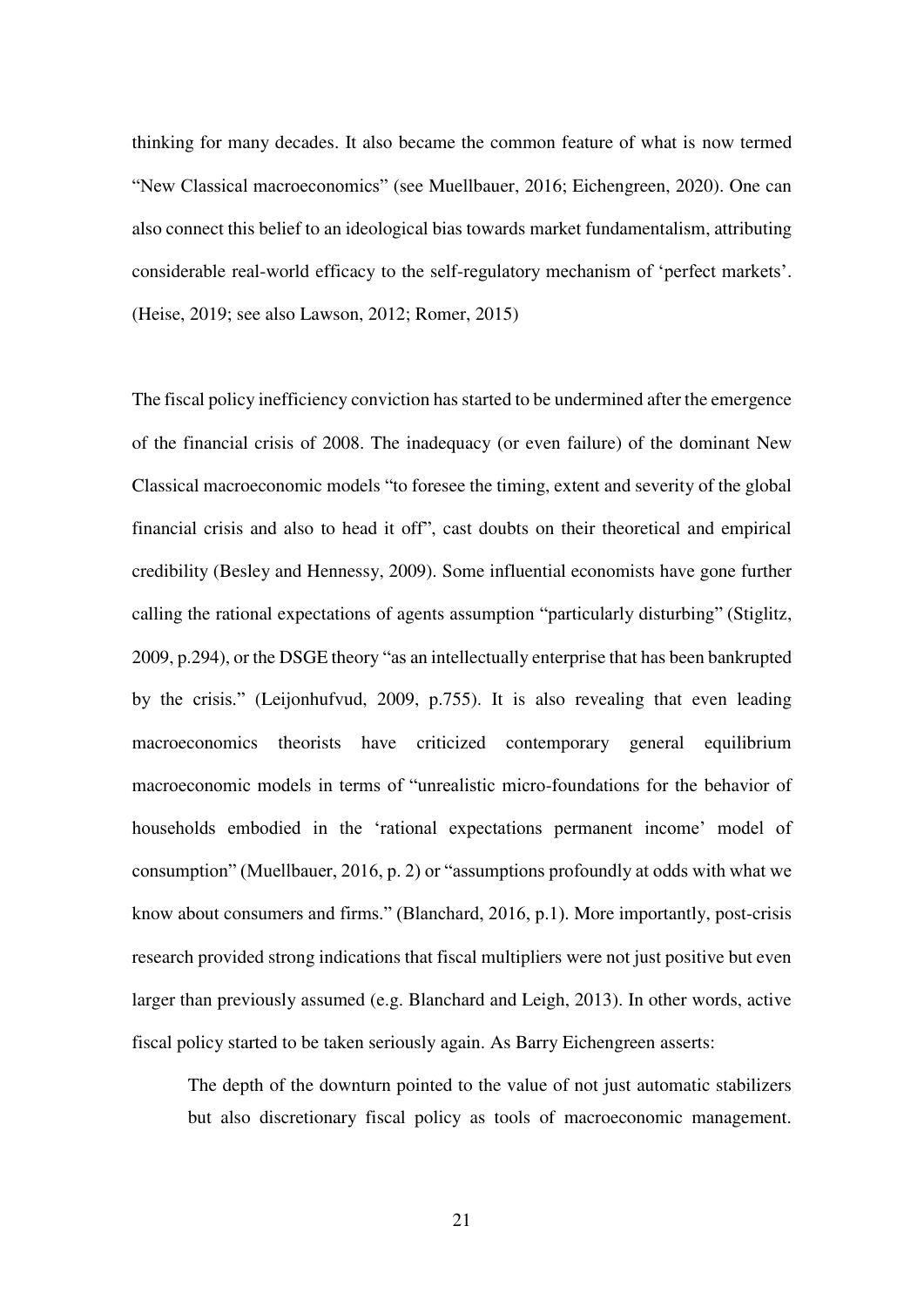thinking for many decades. It also became the common feature of what is now termed "New Classical macroeconomics" (see Muellbauer, 2016; Eichengreen, 2020). One can also connect this belief to an ideological bias towards market fundamentalism, attributing considerable real-world efficacy to the self-regulatory mechanism of 'perfect markets'. (Heise, 2019; see also Lawson, 2012; Romer, 2015)

The fiscal policy inefficiency conviction has started to be undermined after the emergence of the financial crisis of 2008. The inadequacy (or even failure) of the dominant New Classical macroeconomic models "to foresee the timing, extent and severity of the global financial crisis and also to head it off", cast doubts on their theoretical and empirical credibility (Besley and Hennessy, 2009). Some influential economists have gone further calling the rational expectations of agents assumption "particularly disturbing" (Stiglitz, 2009, p.294), or the DSGE theory "as an intellectually enterprise that has been bankrupted by the crisis." (Leijonhufvud, 2009, p.755). It is also revealing that even leading macroeconomics theorists have criticized contemporary general equilibrium macroeconomic models in terms of "unrealistic micro-foundations for the behavior of households embodied in the 'rational expectations permanent income' model of consumption" (Muellbauer, 2016, p. 2) or "assumptions profoundly at odds with what we know about consumers and firms." (Blanchard, 2016, p.1). More importantly, post-crisis research provided strong indications that fiscal multipliers were not just positive but even larger than previously assumed (e.g. Blanchard and Leigh, 2013). In other words, active fiscal policy started to be taken seriously again. As Barry Eichengreen asserts:

> The depth of the downturn pointed to the value of not just automatic stabilizers but also discretionary fiscal policy as tools of macroeconomic management.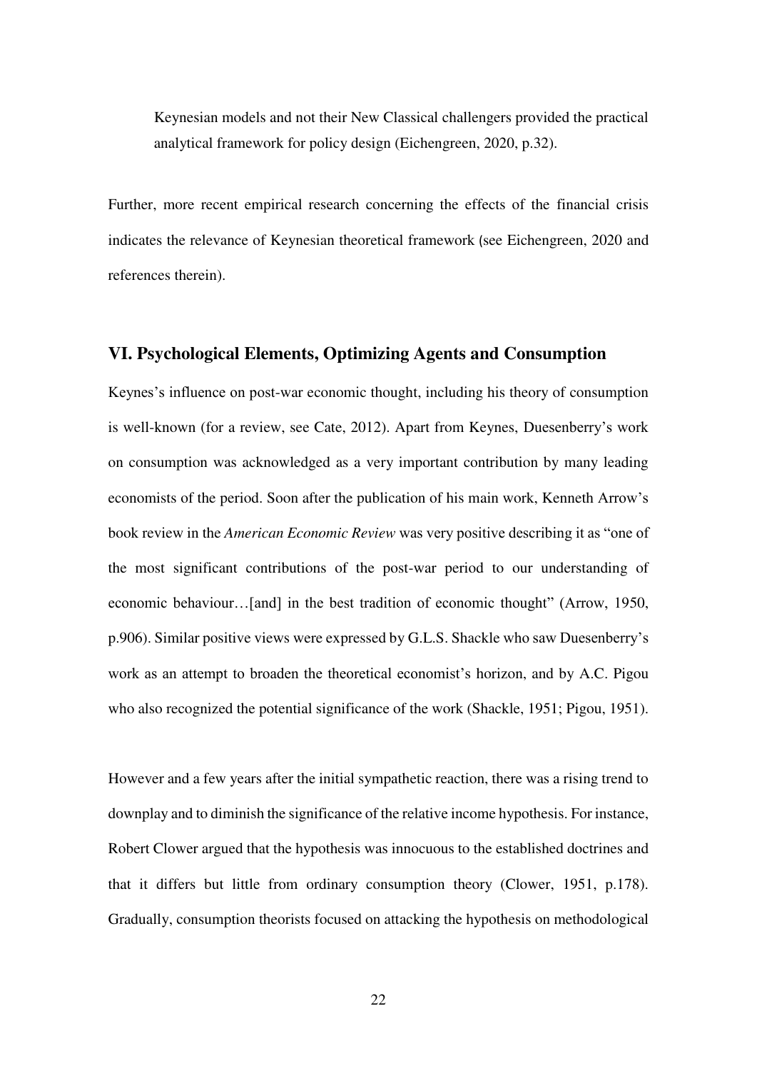> Keynesian models and not their New Classical challengers provided the practical analytical framework for policy design (Eichengreen, 2020, p.32).

Further, more recent empirical research concerning the effects of the financial crisis indicates the relevance of Keynesian theoretical framework (see Eichengreen, 2020 and references therein).

## VI. Psychological Elements, Optimizing Agents and Consumption

Keynes's influence on post-war economic thought, including his theory of consumption is well-known (for a review, see Cate, 2012). Apart from Keynes, Duesenberry's work on consumption was acknowledged as a very important contribution by many leading economists of the period. Soon after the publication of his main work, Kenneth Arrow's book review in the *American Economic Review* was very positive describing it as "one of the most significant contributions of the post-war period to our understanding of economic behaviour…[and] in the best tradition of economic thought" (Arrow, 1950, p.906). Similar positive views were expressed by G.L.S. Shackle who saw Duesenberry's work as an attempt to broaden the theoretical economist's horizon, and by A.C. Pigou who also recognized the potential significance of the work (Shackle, 1951; Pigou, 1951).

However and a few years after the initial sympathetic reaction, there was a rising trend to downplay and to diminish the significance of the relative income hypothesis. For instance, Robert Clower argued that the hypothesis was innocuous to the established doctrines and that it differs but little from ordinary consumption theory (Clower, 1951, p.178). Gradually, consumption theorists focused on attacking the hypothesis on methodological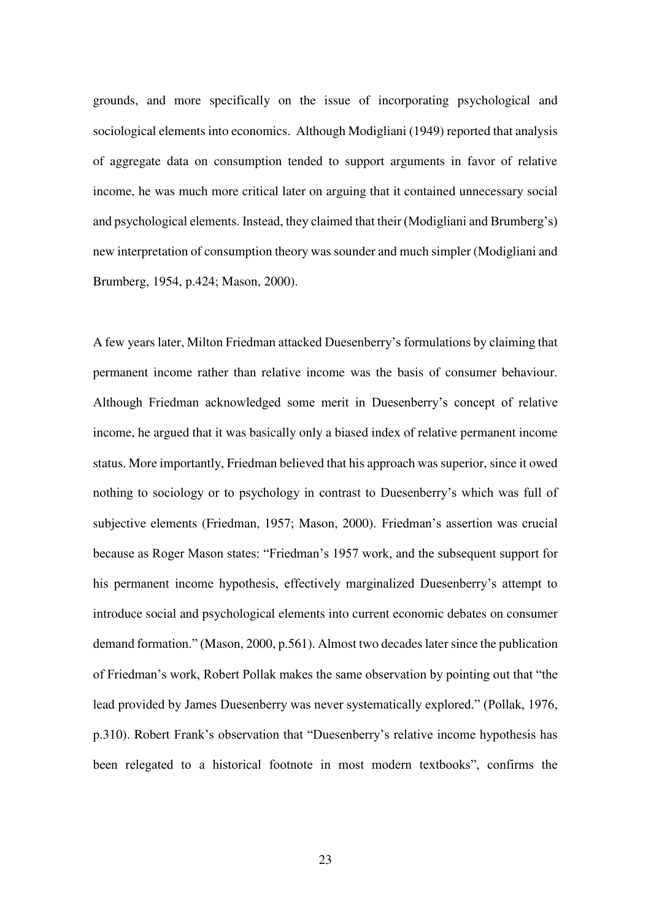grounds, and more specifically on the issue of incorporating psychological and sociological elements into economics. Although Modigliani (1949) reported that analysis of aggregate data on consumption tended to support arguments in favor of relative income, he was much more critical later on arguing that it contained unnecessary social and psychological elements. Instead, they claimed that their (Modigliani and Brumberg's) new interpretation of consumption theory was sounder and much simpler (Modigliani and Brumberg, 1954, p.424; Mason, 2000).

A few years later, Milton Friedman attacked Duesenberry's formulations by claiming that permanent income rather than relative income was the basis of consumer behaviour. Although Friedman acknowledged some merit in Duesenberry's concept of relative income, he argued that it was basically only a biased index of relative permanent income status. More importantly, Friedman believed that his approach was superior, since it owed nothing to sociology or to psychology in contrast to Duesenberry's which was full of subjective elements (Friedman, 1957; Mason, 2000). Friedman's assertion was crucial because as Roger Mason states: "Friedman's 1957 work, and the subsequent support for his permanent income hypothesis, effectively marginalized Duesenberry's attempt to introduce social and psychological elements into current economic debates on consumer demand formation." (Mason, 2000, p.561). Almost two decades later since the publication of Friedman's work, Robert Pollak makes the same observation by pointing out that "the lead provided by James Duesenberry was never systematically explored." (Pollak, 1976, p.310). Robert Frank's observation that "Duesenberry's relative income hypothesis has been relegated to a historical footnote in most modern textbooks", confirms the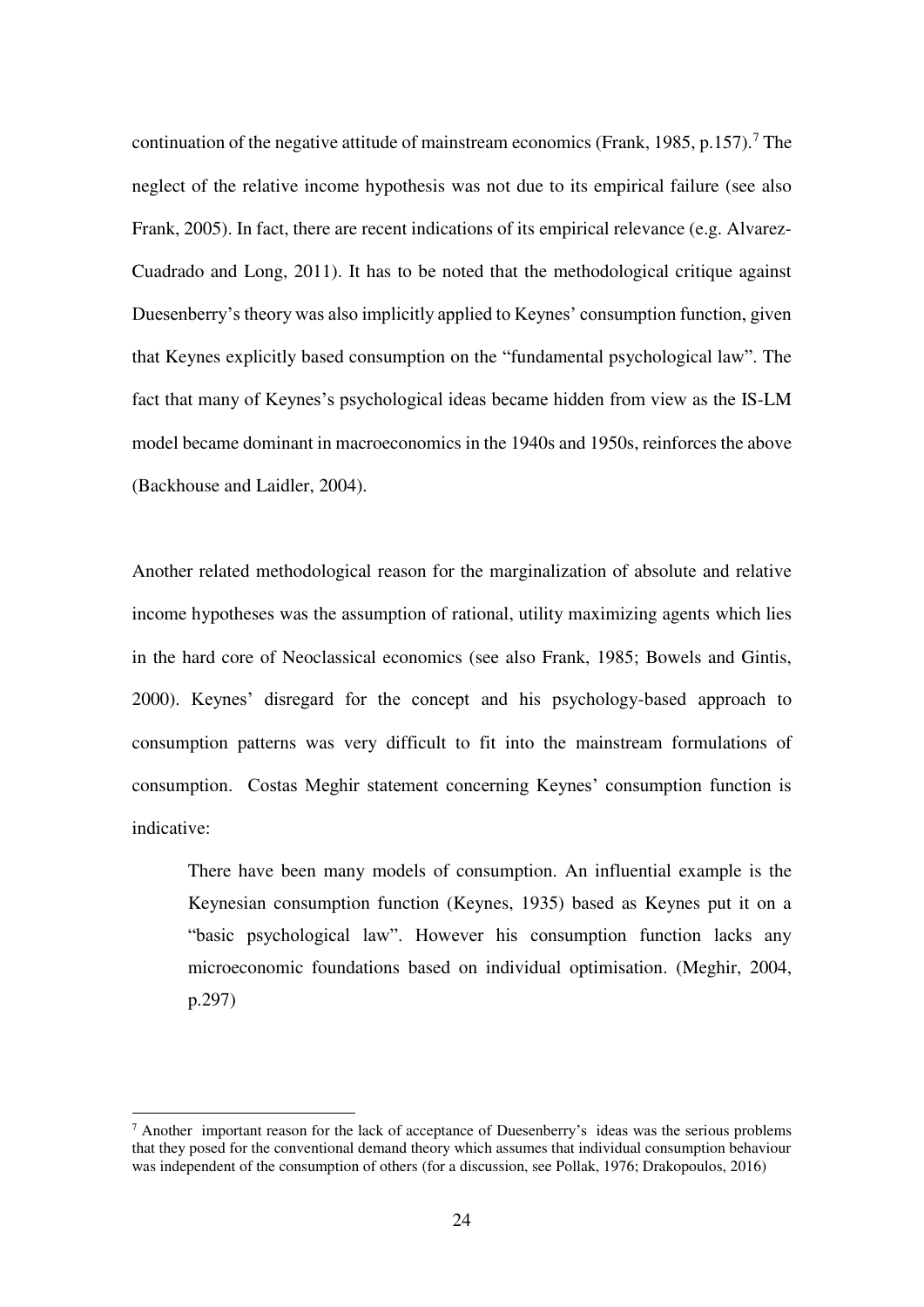continuation of the negative attitude of mainstream economics (Frank, 1985, p.157).[7] The neglect of the relative income hypothesis was not due to its empirical failure (see also Frank, 2005). In fact, there are recent indications of its empirical relevance (e.g. Alvarez-Cuadrado and Long, 2011). It has to be noted that the methodological critique against Duesenberry's theory was also implicitly applied to Keynes' consumption function, given that Keynes explicitly based consumption on the "fundamental psychological law". The fact that many of Keynes's psychological ideas became hidden from view as the IS-LM model became dominant in macroeconomics in the 1940s and 1950s, reinforces the above (Backhouse and Laidler, 2004).

Another related methodological reason for the marginalization of absolute and relative income hypotheses was the assumption of rational, utility maximizing agents which lies in the hard core of Neoclassical economics (see also Frank, 1985; Bowels and Gintis, 2000). Keynes' disregard for the concept and his psychology-based approach to consumption patterns was very difficult to fit into the mainstream formulations of consumption. Costas Meghir statement concerning Keynes' consumption function is indicative:

> There have been many models of consumption. An influential example is the Keynesian consumption function (Keynes, 1935) based as Keynes put it on a "basic psychological law". However his consumption function lacks any microeconomic foundations based on individual optimisation. (Meghir, 2004, p.297)

---

[7] Another important reason for the lack of acceptance of Duesenberry's ideas was the serious problems that they posed for the conventional demand theory which assumes that individual consumption behaviour was independent of the consumption of others (for a discussion, see Pollak, 1976; Drakopoulos, 2016)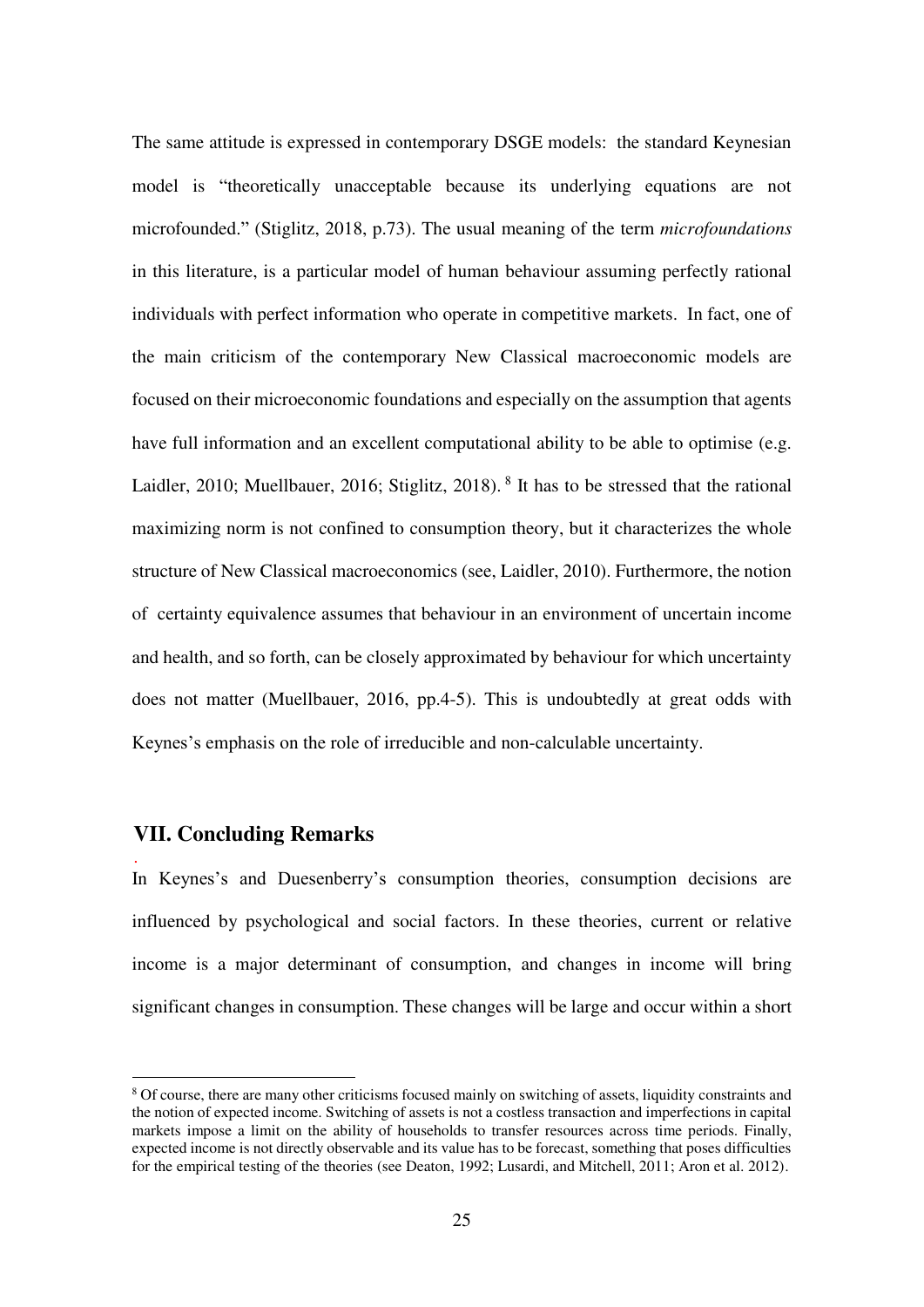The same attitude is expressed in contemporary DSGE models: the standard Keynesian model is "theoretically unacceptable because its underlying equations are not microfounded." (Stiglitz, 2018, p.73). The usual meaning of the term *microfoundations* in this literature, is a particular model of human behaviour assuming perfectly rational individuals with perfect information who operate in competitive markets. In fact, one of the main criticism of the contemporary New Classical macroeconomic models are focused on their microeconomic foundations and especially on the assumption that agents have full information and an excellent computational ability to be able to optimise (e.g. Laidler, 2010; Muellbauer, 2016; Stiglitz, 2018).[8] It has to be stressed that the rational maximizing norm is not confined to consumption theory, but it characterizes the whole structure of New Classical macroeconomics (see, Laidler, 2010). Furthermore, the notion of certainty equivalence assumes that behaviour in an environment of uncertain income and health, and so forth, can be closely approximated by behaviour for which uncertainty does not matter (Muellbauer, 2016, pp.4-5). This is undoubtedly at great odds with Keynes's emphasis on the role of irreducible and non-calculable uncertainty.

## VII. Concluding Remarks

In Keynes's and Duesenberry's consumption theories, consumption decisions are influenced by psychological and social factors. In these theories, current or relative income is a major determinant of consumption, and changes in income will bring significant changes in consumption. These changes will be large and occur within a short

[8] Of course, there are many other criticisms focused mainly on switching of assets, liquidity constraints and the notion of expected income. Switching of assets is not a costless transaction and imperfections in capital markets impose a limit on the ability of households to transfer resources across time periods. Finally, expected income is not directly observable and its value has to be forecast, something that poses difficulties for the empirical testing of the theories (see Deaton, 1992; Lusardi, and Mitchell, 2011; Aron et al. 2012).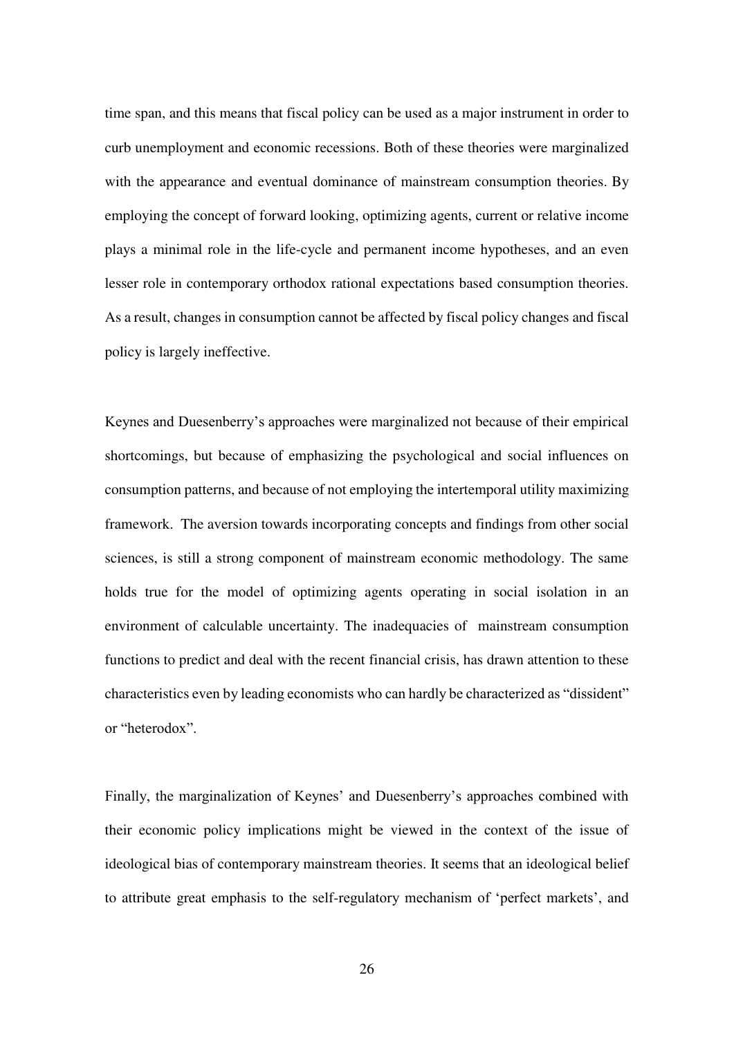time span, and this means that fiscal policy can be used as a major instrument in order to curb unemployment and economic recessions. Both of these theories were marginalized with the appearance and eventual dominance of mainstream consumption theories. By employing the concept of forward looking, optimizing agents, current or relative income plays a minimal role in the life-cycle and permanent income hypotheses, and an even lesser role in contemporary orthodox rational expectations based consumption theories. As a result, changes in consumption cannot be affected by fiscal policy changes and fiscal policy is largely ineffective.

Keynes and Duesenberry's approaches were marginalized not because of their empirical shortcomings, but because of emphasizing the psychological and social influences on consumption patterns, and because of not employing the intertemporal utility maximizing framework. The aversion towards incorporating concepts and findings from other social sciences, is still a strong component of mainstream economic methodology. The same holds true for the model of optimizing agents operating in social isolation in an environment of calculable uncertainty. The inadequacies of mainstream consumption functions to predict and deal with the recent financial crisis, has drawn attention to these characteristics even by leading economists who can hardly be characterized as "dissident" or "heterodox".

Finally, the marginalization of Keynes' and Duesenberry's approaches combined with their economic policy implications might be viewed in the context of the issue of ideological bias of contemporary mainstream theories. It seems that an ideological belief to attribute great emphasis to the self-regulatory mechanism of 'perfect markets', and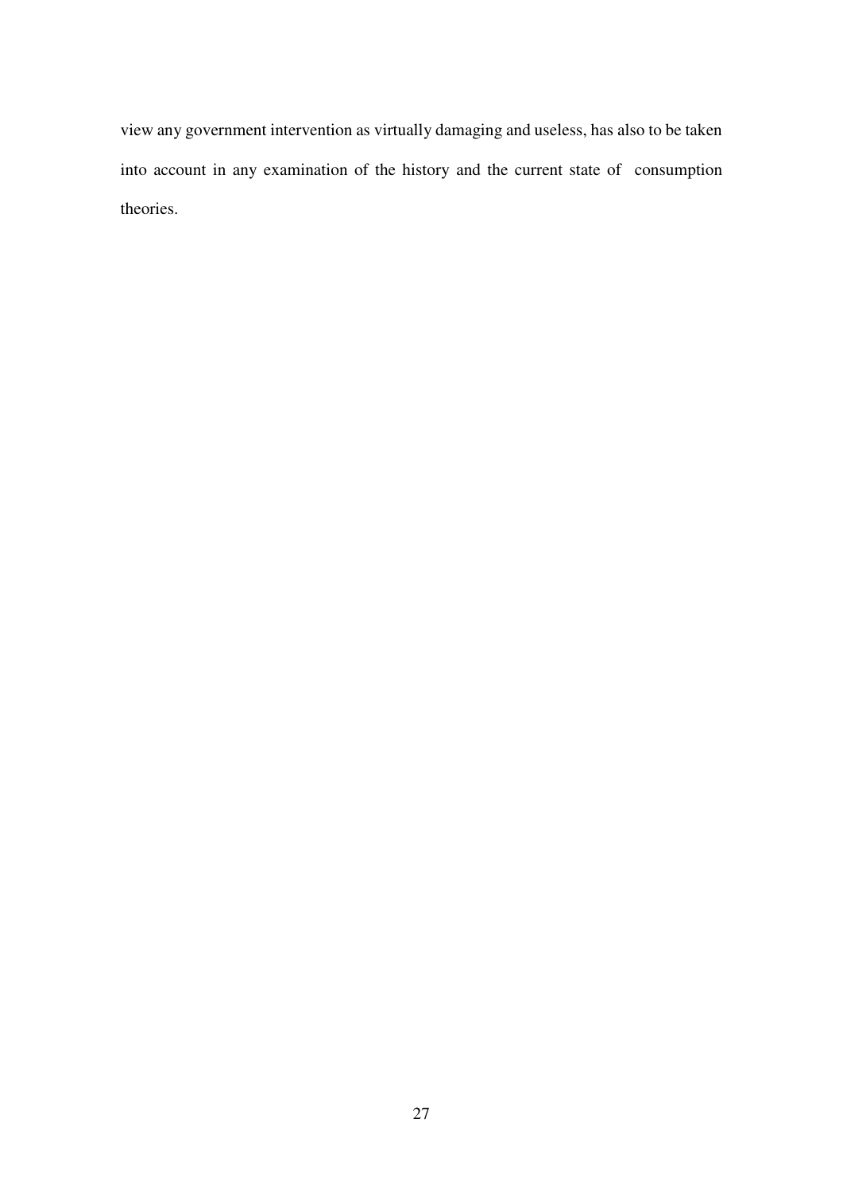view any government intervention as virtually damaging and useless, has also to be taken into account in any examination of the history and the current state of consumption theories.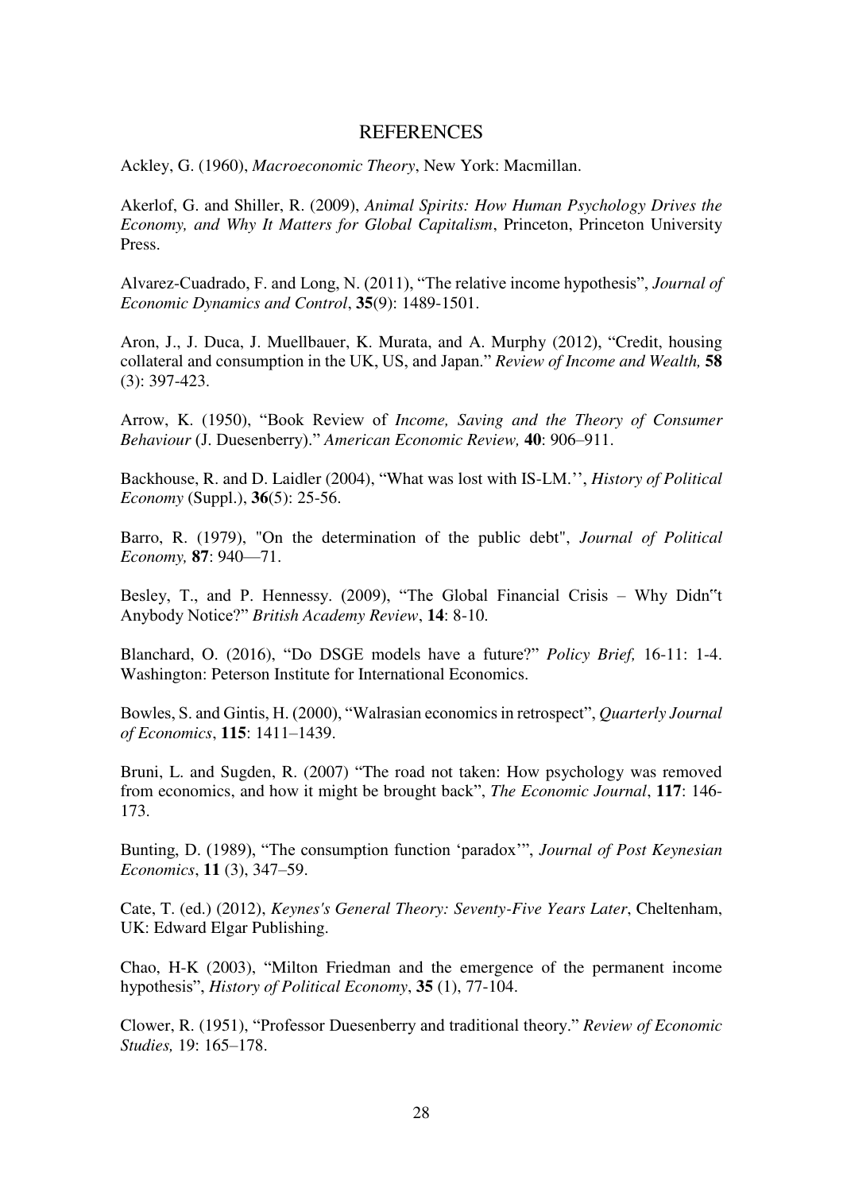# REFERENCES

Ackley, G. (1960), *Macroeconomic Theory*, New York: Macmillan.

Akerlof, G. and Shiller, R. (2009), *Animal Spirits: How Human Psychology Drives the Economy, and Why It Matters for Global Capitalism*, Princeton, Princeton University Press.

Alvarez-Cuadrado, F. and Long, N. (2011), "The relative income hypothesis", *Journal of Economic Dynamics and Control*, **35**(9): 1489-1501.

Aron, J., J. Duca, J. Muellbauer, K. Murata, and A. Murphy (2012), "Credit, housing collateral and consumption in the UK, US, and Japan." *Review of Income and Wealth,* **58** (3): 397-423.

Arrow, K. (1950), "Book Review of *Income, Saving and the Theory of Consumer Behaviour* (J. Duesenberry)." *American Economic Review,* **40**: 906–911.

Backhouse, R. and D. Laidler (2004), "What was lost with IS-LM.'', *History of Political Economy* (Suppl.), **36**(5): 25-56.

Barro, R. (1979), "On the determination of the public debt", *Journal of Political Economy,* **87**: 940—71.

Besley, T., and P. Hennessy. (2009), "The Global Financial Crisis – Why Didn"t Anybody Notice?" *British Academy Review*, **14**: 8-10.

Blanchard, O. (2016), "Do DSGE models have a future?" *Policy Brief,* 16-11: 1-4. Washington: Peterson Institute for International Economics.

Bowles, S. and Gintis, H. (2000), "Walrasian economics in retrospect", *Quarterly Journal of Economics*, **115**: 1411–1439.

Bruni, L. and Sugden, R. (2007) "The road not taken: How psychology was removed from economics, and how it might be brought back", *The Economic Journal*, **117**: 146-173.

Bunting, D. (1989), "The consumption function 'paradox'", *Journal of Post Keynesian Economics*, **11** (3), 347–59.

Cate, T. (ed.) (2012), *Keynes's General Theory: Seventy-Five Years Later*, Cheltenham, UK: Edward Elgar Publishing.

Chao, H-K (2003), "Milton Friedman and the emergence of the permanent income hypothesis", *History of Political Economy*, **35** (1), 77-104.

Clower, R. (1951), "Professor Duesenberry and traditional theory." *Review of Economic Studies,* 19: 165–178.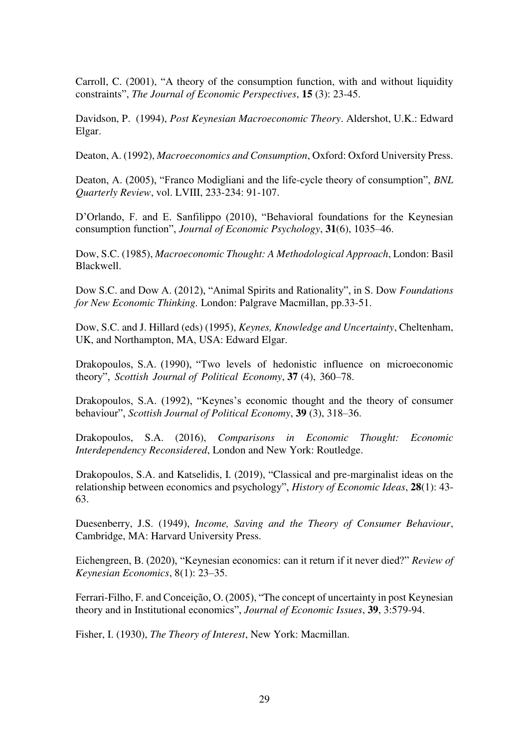Carroll, C. (2001), "A theory of the consumption function, with and without liquidity constraints", *The Journal of Economic Perspectives*, **15** (3): 23-45.

Davidson, P. (1994), *Post Keynesian Macroeconomic Theory*. Aldershot, U.K.: Edward Elgar.

Deaton, A. (1992), *Macroeconomics and Consumption*, Oxford: Oxford University Press.

Deaton, A. (2005), "Franco Modigliani and the life-cycle theory of consumption", *BNL Quarterly Review*, vol. LVIII, 233-234: 91-107.

D'Orlando, F. and E. Sanfilippo (2010), "Behavioral foundations for the Keynesian consumption function", *Journal of Economic Psychology*, **31**(6), 1035–46.

Dow, S.C. (1985), *Macroeconomic Thought: A Methodological Approach*, London: Basil Blackwell.

Dow S.C. and Dow A. (2012), "Animal Spirits and Rationality", in S. Dow *Foundations for New Economic Thinking.* London: Palgrave Macmillan, pp.33-51.

Dow, S.C. and J. Hillard (eds) (1995), *Keynes, Knowledge and Uncertainty*, Cheltenham, UK, and Northampton, MA, USA: Edward Elgar.

Drakopoulos, S.A. (1990), "Two levels of hedonistic influence on microeconomic theory", *Scottish Journal of Political Economy*, **37** (4), 360–78.

Drakopoulos, S.A. (1992), "Keynes's economic thought and the theory of consumer behaviour", *Scottish Journal of Political Economy*, **39** (3), 318–36.

Drakopoulos, S.A. (2016), *Comparisons in Economic Thought: Economic Interdependency Reconsidered*, London and New York: Routledge.

Drakopoulos, S.A. and Katselidis, I. (2019), "Classical and pre-marginalist ideas on the relationship between economics and psychology", *History of Economic Ideas*, **28**(1): 43-63.

Duesenberry, J.S. (1949), *Income, Saving and the Theory of Consumer Behaviour*, Cambridge, MA: Harvard University Press.

Eichengreen, B. (2020), "Keynesian economics: can it return if it never died?" *Review of Keynesian Economics*, 8(1): 23–35.

Ferrari-Filho, F. and Conceição, O. (2005), "The concept of uncertainty in post Keynesian theory and in Institutional economics", *Journal of Economic Issues*, **39**, 3:579-94.

Fisher, I. (1930), *The Theory of Interest*, New York: Macmillan.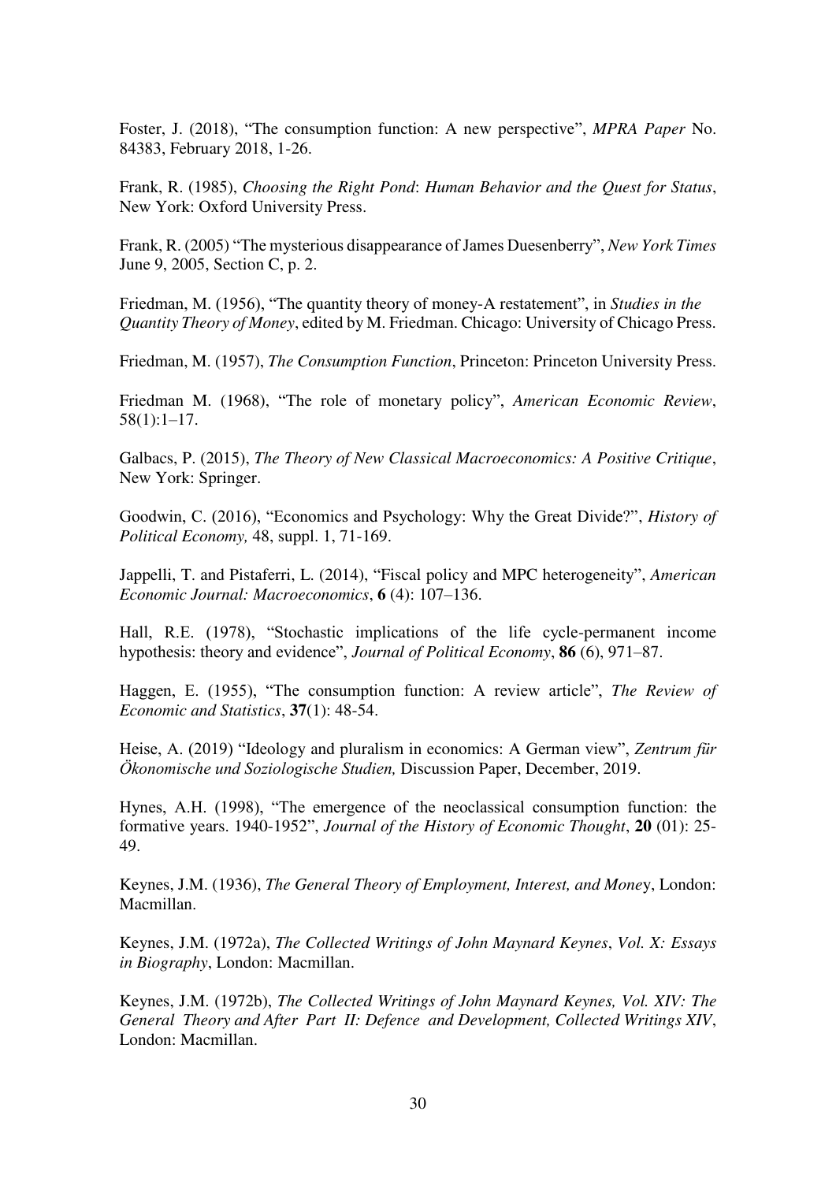Foster, J. (2018), "The consumption function: A new perspective", *MPRA Paper* No. 84383, February 2018, 1-26.

Frank, R. (1985), *Choosing the Right Pond*: *Human Behavior and the Quest for Status*, New York: Oxford University Press.

Frank, R. (2005) "The mysterious disappearance of James Duesenberry", *New York Times* June 9, 2005, Section C, p. 2.

Friedman, M. (1956), "The quantity theory of money-A restatement", in *Studies in the Quantity Theory of Money*, edited by M. Friedman. Chicago: University of Chicago Press.

Friedman, M. (1957), *The Consumption Function*, Princeton: Princeton University Press.

Friedman M. (1968), "The role of monetary policy", *American Economic Review*, 58(1):1–17.

Galbacs, P. (2015), *The Theory of New Classical Macroeconomics: A Positive Critique*, New York: Springer.

Goodwin, C. (2016), "Economics and Psychology: Why the Great Divide?", *History of Political Economy,* 48, suppl. 1, 71-169.

Jappelli, T. and Pistaferri, L. (2014), "Fiscal policy and MPC heterogeneity", *American Economic Journal: Macroeconomics*, **6** (4): 107–136.

Hall, R.E. (1978), "Stochastic implications of the life cycle-permanent income hypothesis: theory and evidence", *Journal of Political Economy*, **86** (6), 971–87.

Haggen, E. (1955), "The consumption function: A review article", *The Review of Economic and Statistics*, **37**(1): 48-54.

Heise, A. (2019) "Ideology and pluralism in economics: A German view", *Zentrum für Ökonomische und Soziologische Studien,* Discussion Paper, December, 2019.

Hynes, A.H. (1998), "The emergence of the neoclassical consumption function: the formative years. 1940-1952", *Journal of the History of Economic Thought*, **20** (01): 25-49.

Keynes, J.M. (1936), *The General Theory of Employment, Interest, and Money*, London: Macmillan.

Keynes, J.M. (1972a), *The Collected Writings of John Maynard Keynes*, *Vol. X: Essays in Biography*, London: Macmillan.

Keynes, J.M. (1972b), *The Collected Writings of John Maynard Keynes, Vol. XIV: The General Theory and After Part II: Defence and Development, Collected Writings XIV*, London: Macmillan.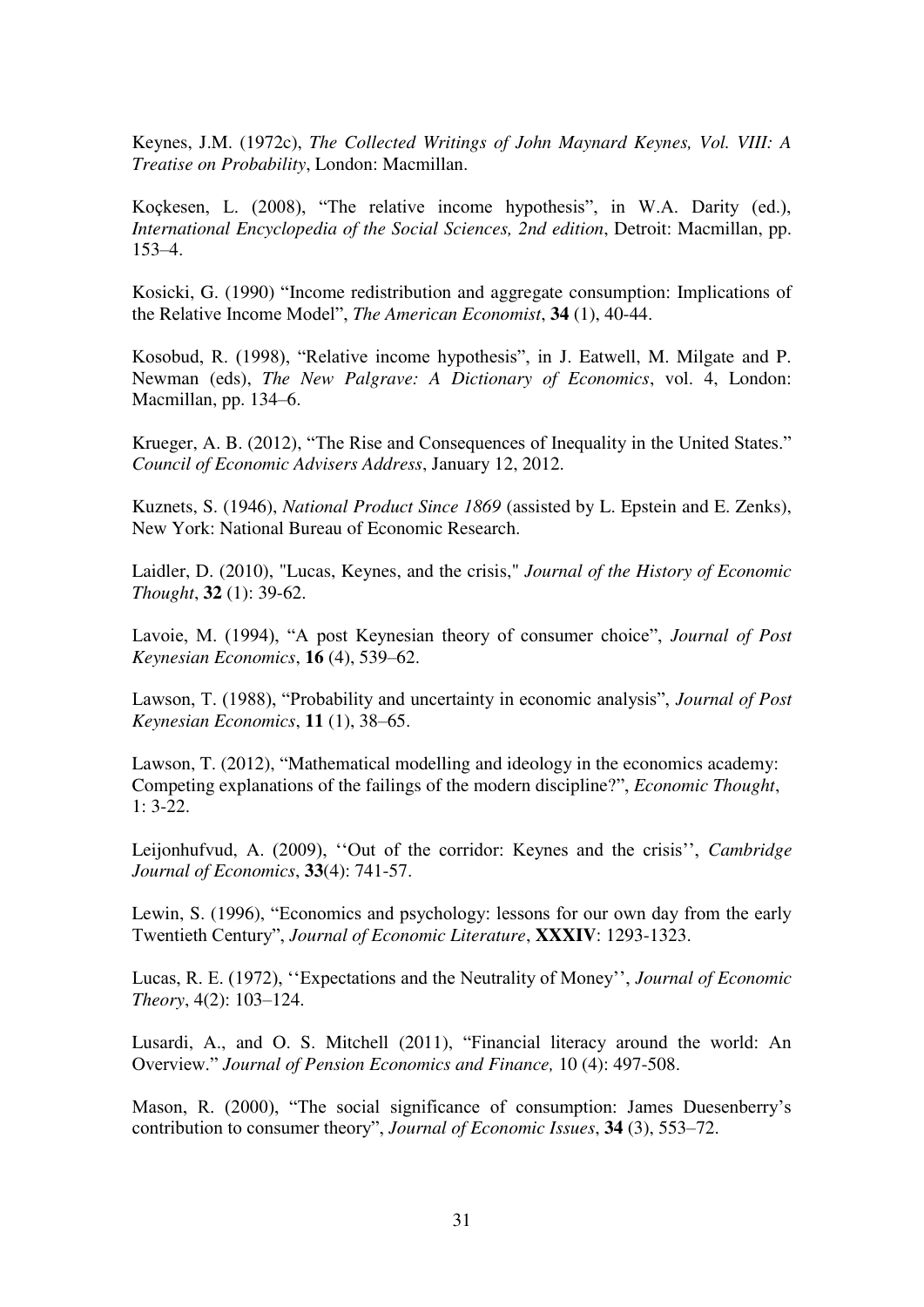Keynes, J.M. (1972c), *The Collected Writings of John Maynard Keynes, Vol. VIII: A Treatise on Probability*, London: Macmillan.

Koçkesen, L. (2008), "The relative income hypothesis", in W.A. Darity (ed.), *International Encyclopedia of the Social Sciences, 2nd edition*, Detroit: Macmillan, pp. 153–4.

Kosicki, G. (1990) "Income redistribution and aggregate consumption: Implications of the Relative Income Model", *The American Economist*, **34** (1), 40-44.

Kosobud, R. (1998), "Relative income hypothesis", in J. Eatwell, M. Milgate and P. Newman (eds), *The New Palgrave: A Dictionary of Economics*, vol. 4, London: Macmillan, pp. 134–6.

Krueger, A. B. (2012), "The Rise and Consequences of Inequality in the United States." *Council of Economic Advisers Address*, January 12, 2012.

Kuznets, S. (1946), *National Product Since 1869* (assisted by L. Epstein and E. Zenks), New York: National Bureau of Economic Research.

Laidler, D. (2010), "Lucas, Keynes, and the crisis," *Journal of the History of Economic Thought*, **32** (1): 39-62.

Lavoie, M. (1994), "A post Keynesian theory of consumer choice", *Journal of Post Keynesian Economics*, **16** (4), 539–62.

Lawson, T. (1988), "Probability and uncertainty in economic analysis", *Journal of Post Keynesian Economics*, **11** (1), 38–65.

Lawson, T. (2012), "Mathematical modelling and ideology in the economics academy: Competing explanations of the failings of the modern discipline?", *Economic Thought*, 1: 3-22.

Leijonhufvud, A. (2009), ''Out of the corridor: Keynes and the crisis'', *Cambridge Journal of Economics*, **33**(4): 741-57.

Lewin, S. (1996), "Economics and psychology: lessons for our own day from the early Twentieth Century", *Journal of Economic Literature*, **XXXIV**: 1293-1323.

Lucas, R. E. (1972), ''Expectations and the Neutrality of Money'', *Journal of Economic Theory*, 4(2): 103–124.

Lusardi, A., and O. S. Mitchell (2011), "Financial literacy around the world: An Overview." *Journal of Pension Economics and Finance,* 10 (4): 497-508.

Mason, R. (2000), "The social significance of consumption: James Duesenberry's contribution to consumer theory", *Journal of Economic Issues*, **34** (3), 553–72.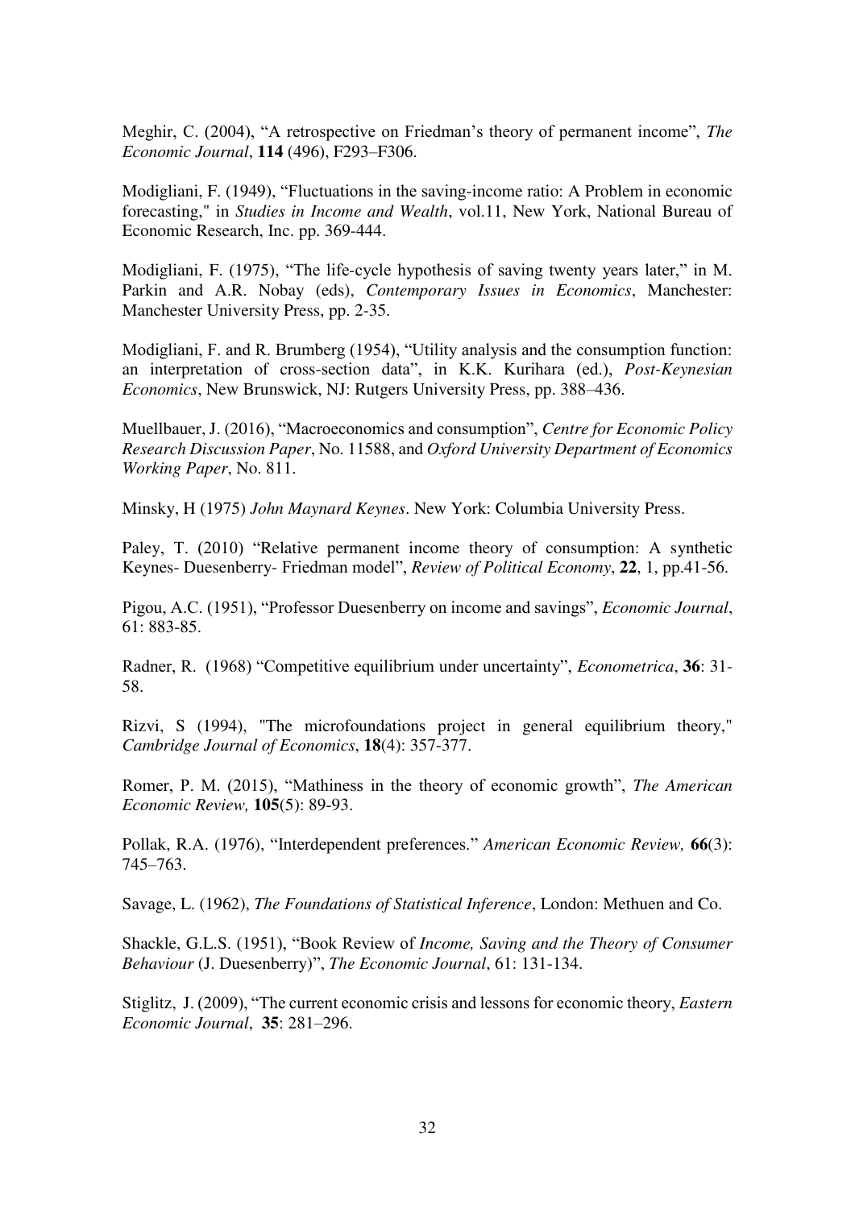Meghir, C. (2004), “A retrospective on Friedman’s theory of permanent income”, *The Economic Journal*, **114** (496), F293–F306.

Modigliani, F. (1949), “Fluctuations in the saving-income ratio: A Problem in economic forecasting," in *Studies in Income and Wealth*, vol.11, New York, National Bureau of Economic Research, Inc. pp. 369-444.

Modigliani, F. (1975), “The life-cycle hypothesis of saving twenty years later,” in M. Parkin and A.R. Nobay (eds), *Contemporary Issues in Economics*, Manchester: Manchester University Press, pp. 2-35.

Modigliani, F. and R. Brumberg (1954), “Utility analysis and the consumption function: an interpretation of cross-section data”, in K.K. Kurihara (ed.), *Post-Keynesian Economics*, New Brunswick, NJ: Rutgers University Press, pp. 388–436.

Muellbauer, J. (2016), “Macroeconomics and consumption”, *Centre for Economic Policy Research Discussion Paper*, No. 11588, and *Oxford University Department of Economics Working Paper*, No. 811.

Minsky, H (1975) *John Maynard Keynes*. New York: Columbia University Press.

Paley, T. (2010) “Relative permanent income theory of consumption: A synthetic Keynes- Duesenberry- Friedman model”, *Review of Political Economy*, **22**, 1, pp.41-56.

Pigou, A.C. (1951), “Professor Duesenberry on income and savings”, *Economic Journal*, 61: 883-85.

Radner, R. (1968) “Competitive equilibrium under uncertainty”, *Econometrica*, **36**: 31-58.

Rizvi, S (1994), "The microfoundations project in general equilibrium theory," *Cambridge Journal of Economics*, **18**(4): 357-377.

Romer, P. M. (2015), “Mathiness in the theory of economic growth”, *The American Economic Review,* **105**(5): 89-93.

Pollak, R.A. (1976), “Interdependent preferences.” *American Economic Review,* **66**(3): 745–763.

Savage, L. (1962), *The Foundations of Statistical Inference*, London: Methuen and Co.

Shackle, G.L.S. (1951), “Book Review of *Income, Saving and the Theory of Consumer Behaviour* (J. Duesenberry)”, *The Economic Journal*, 61: 131-134.

Stiglitz, J. (2009), “The current economic crisis and lessons for economic theory, *Eastern Economic Journal*, **35**: 281–296.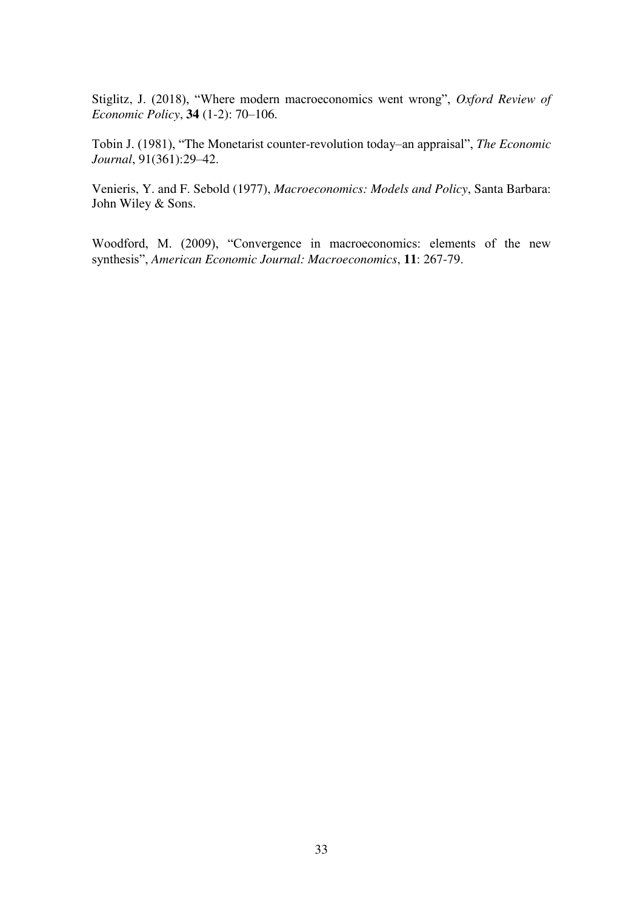Stiglitz, J. (2018), "Where modern macroeconomics went wrong", *Oxford Review of Economic Policy*, **34** (1-2): 70–106.

Tobin J. (1981), "The Monetarist counter-revolution today–an appraisal", *The Economic Journal*, 91(361):29–42.

Venieris, Y. and F. Sebold (1977), *Macroeconomics: Models and Policy*, Santa Barbara: John Wiley & Sons.

Woodford, M. (2009), "Convergence in macroeconomics: elements of the new synthesis", *American Economic Journal: Macroeconomics*, **11**: 267-79.